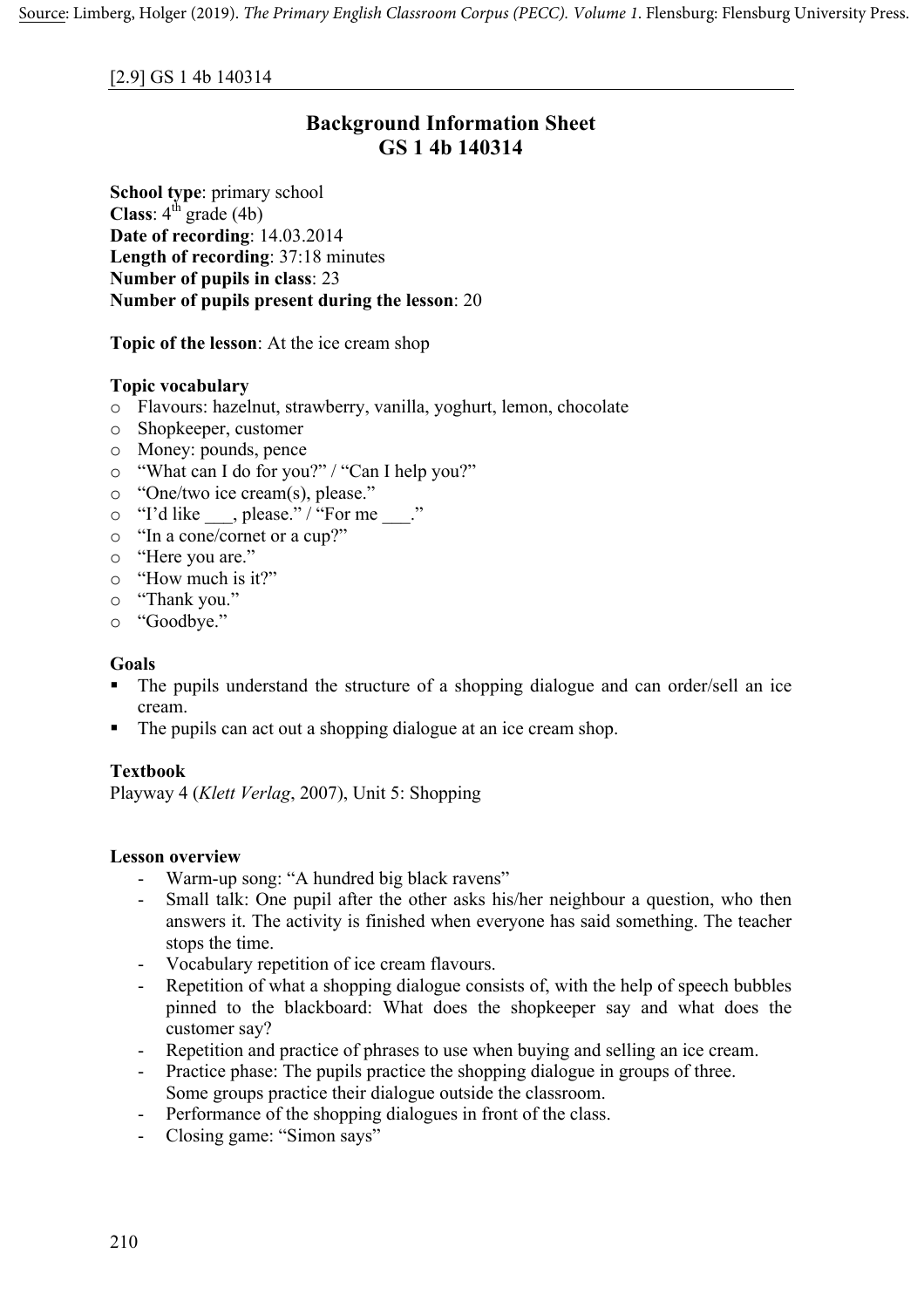[2.9] GS 1 4b 140314

# Background Information Sheet
# GS 1 4b 140314

**School type**: primary school
**Class**: 4th grade (4b)
**Date of recording**: 14.03.2014
**Length of recording**: 37:18 minutes
**Number of pupils in class**: 23
**Number of pupils present during the lesson**: 20

**Topic of the lesson**: At the ice cream shop

**Topic vocabulary**

- Flavours: hazelnut, strawberry, vanilla, yoghurt, lemon, chocolate
- Shopkeeper, customer
- Money: pounds, pence
- "What can I do for you?" / "Can I help you?"
- "One/two ice cream(s), please."
- "I'd like ___, please." / "For me ___."
- "In a cone/cornet or a cup?"
- "Here you are."
- "How much is it?"
- "Thank you."
- "Goodbye."

**Goals**

- The pupils understand the structure of a shopping dialogue and can order/sell an ice cream.
- The pupils can act out a shopping dialogue at an ice cream shop.

**Textbook**
Playway 4 (*Klett Verlag*, 2007), Unit 5: Shopping

**Lesson overview**

- Warm-up song: "A hundred big black ravens"
- Small talk: One pupil after the other asks his/her neighbour a question, who then answers it. The activity is finished when everyone has said something. The teacher stops the time.
- Vocabulary repetition of ice cream flavours.
- Repetition of what a shopping dialogue consists of, with the help of speech bubbles pinned to the blackboard: What does the shopkeeper say and what does the customer say?
- Repetition and practice of phrases to use when buying and selling an ice cream.
- Practice phase: The pupils practice the shopping dialogue in groups of three. Some groups practice their dialogue outside the classroom.
- Performance of the shopping dialogues in front of the class.
- Closing game: "Simon says"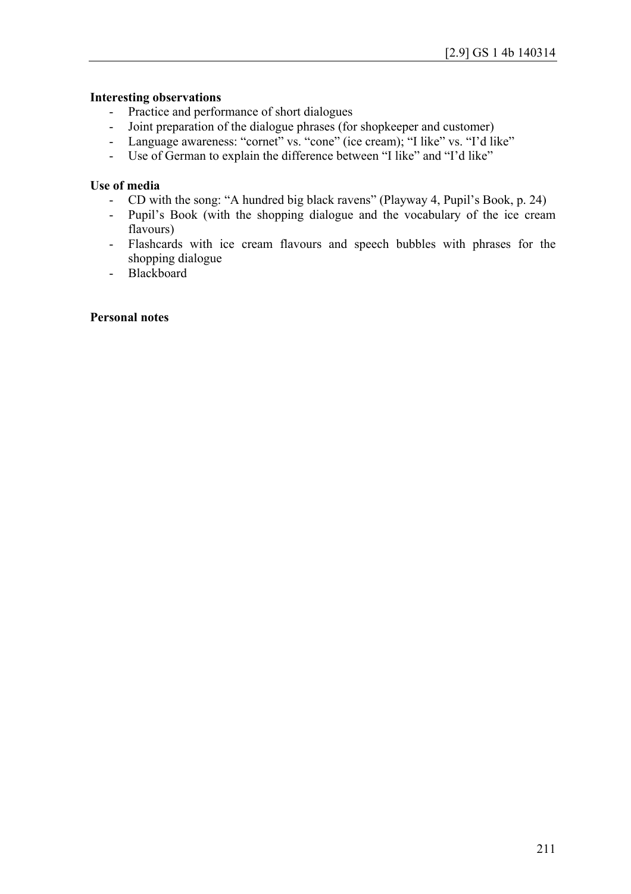**Interesting observations**

- Practice and performance of short dialogues
- Joint preparation of the dialogue phrases (for shopkeeper and customer)
- Language awareness: "cornet" vs. "cone" (ice cream); "I like" vs. "I'd like"
- Use of German to explain the difference between "I like" and "I'd like"

**Use of media**

- CD with the song: "A hundred big black ravens" (Playway 4, Pupil's Book, p. 24)
- Pupil's Book (with the shopping dialogue and the vocabulary of the ice cream flavours)
- Flashcards with ice cream flavours and speech bubbles with phrases for the shopping dialogue
- Blackboard

**Personal notes**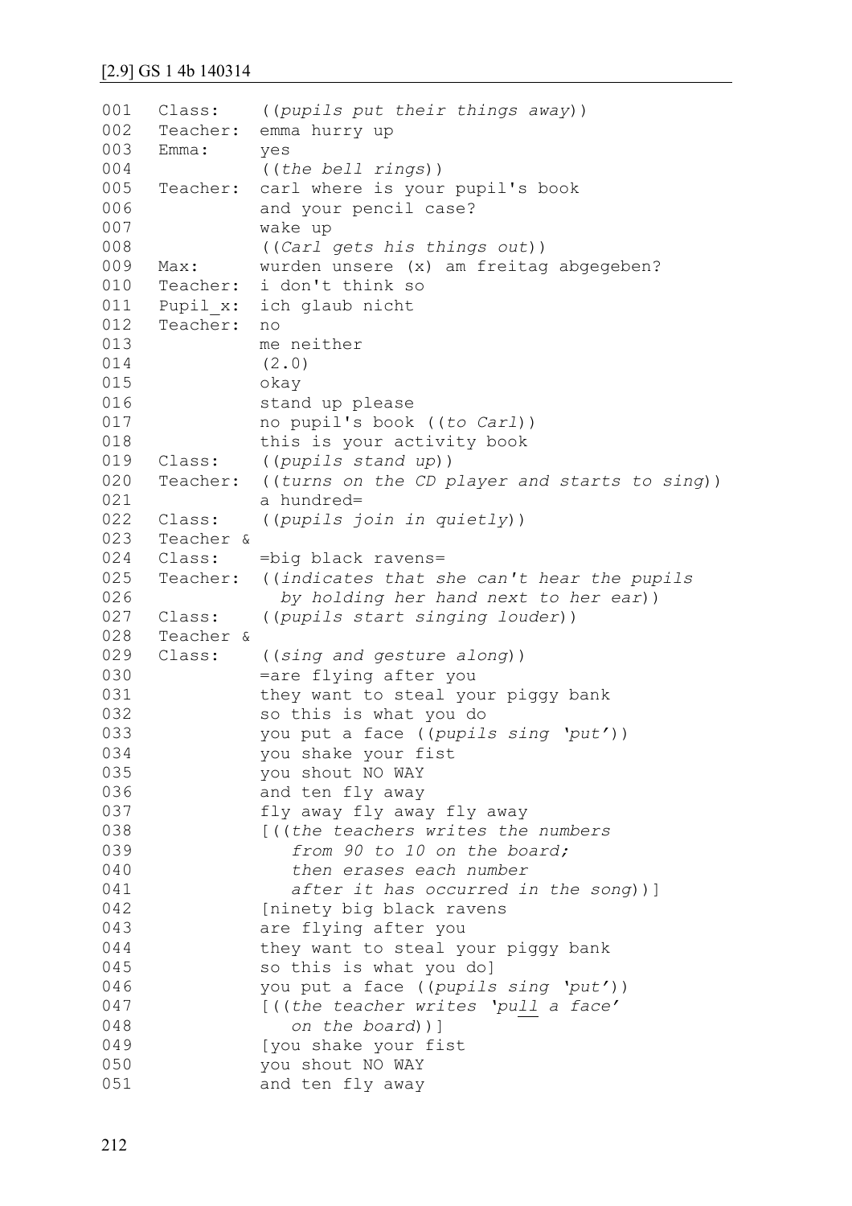[2.9] GS 1 4b 140314

```
001   Class:     ((pupils put their things away))
002   Teacher:   emma hurry up
003   Emma:      yes
004              ((the bell rings))
005   Teacher:   carl where is your pupil's book
006              and your pencil case?
007              wake up
008              ((Carl gets his things out))
009   Max:       wurden unsere (x) am freitag abgegeben?
010   Teacher:   i don't think so
011   Pupil_x:   ich glaub nicht
012   Teacher:   no
013              me neither
014              (2.0)
015              okay
016              stand up please
017              no pupil's book ((to Carl))
018              this is your activity book
019   Class:     ((pupils stand up))
020   Teacher:   ((turns on the CD player and starts to sing))
021              a hundred=
022   Class:     ((pupils join in quietly))
023   Teacher &
024   Class:     =big black ravens=
025   Teacher:   ((indicates that she can't hear the pupils
026                by holding her hand next to her ear))
027   Class:     ((pupils start singing louder))
028   Teacher &
029   Class:     ((sing and gesture along))
030              =are flying after you
031              they want to steal your piggy bank
032              so this is what you do
033              you put a face ((pupils sing 'put'))
034              you shake your fist
035              you shout NO WAY
036              and ten fly away
037              fly away fly away fly away
038              [((the teachers writes the numbers
039                 from 90 to 10 on the board;
040                 then erases each number
041                 after it has occurred in the song))]
042              [ninety big black ravens
043              are flying after you
044              they want to steal your piggy bank
045              so this is what you do]
046              you put a face ((pupils sing 'put'))
047              [((the teacher writes 'pull a face'
048                 on the board))]
049              [you shake your fist
050              you shout NO WAY
051              and ten fly away
```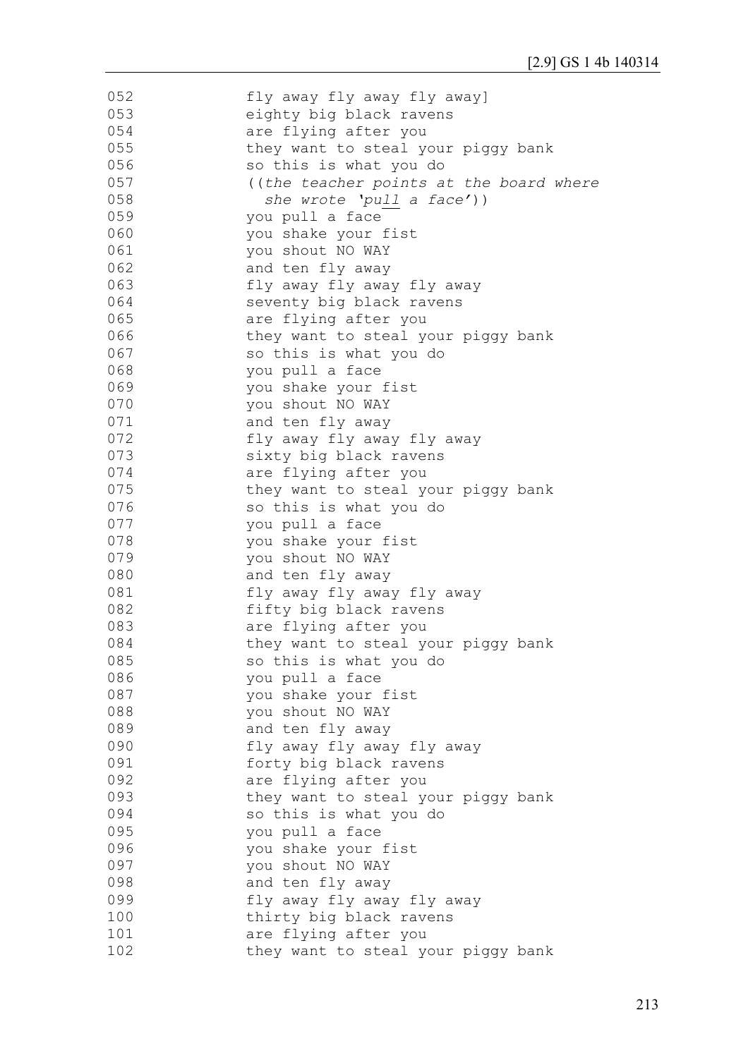```
052            fly away fly away fly away]
053            eighty big black ravens
054            are flying after you
055            they want to steal your piggy bank
056            so this is what you do
057            ((the teacher points at the board where
058              she wrote 'pull a face'))
059            you pull a face
060            you shake your fist
061            you shout NO WAY
062            and ten fly away
063            fly away fly away fly away
064            seventy big black ravens
065            are flying after you
066            they want to steal your piggy bank
067            so this is what you do
068            you pull a face
069            you shake your fist
070            you shout NO WAY
071            and ten fly away
072            fly away fly away fly away
073            sixty big black ravens
074            are flying after you
075            they want to steal your piggy bank
076            so this is what you do
077            you pull a face
078            you shake your fist
079            you shout NO WAY
080            and ten fly away
081            fly away fly away fly away
082            fifty big black ravens
083            are flying after you
084            they want to steal your piggy bank
085            so this is what you do
086            you pull a face
087            you shake your fist
088            you shout NO WAY
089            and ten fly away
090            fly away fly away fly away
091            forty big black ravens
092            are flying after you
093            they want to steal your piggy bank
094            so this is what you do
095            you pull a face
096            you shake your fist
097            you shout NO WAY
098            and ten fly away
099            fly away fly away fly away
100            thirty big black ravens
101            are flying after you
102            they want to steal your piggy bank
```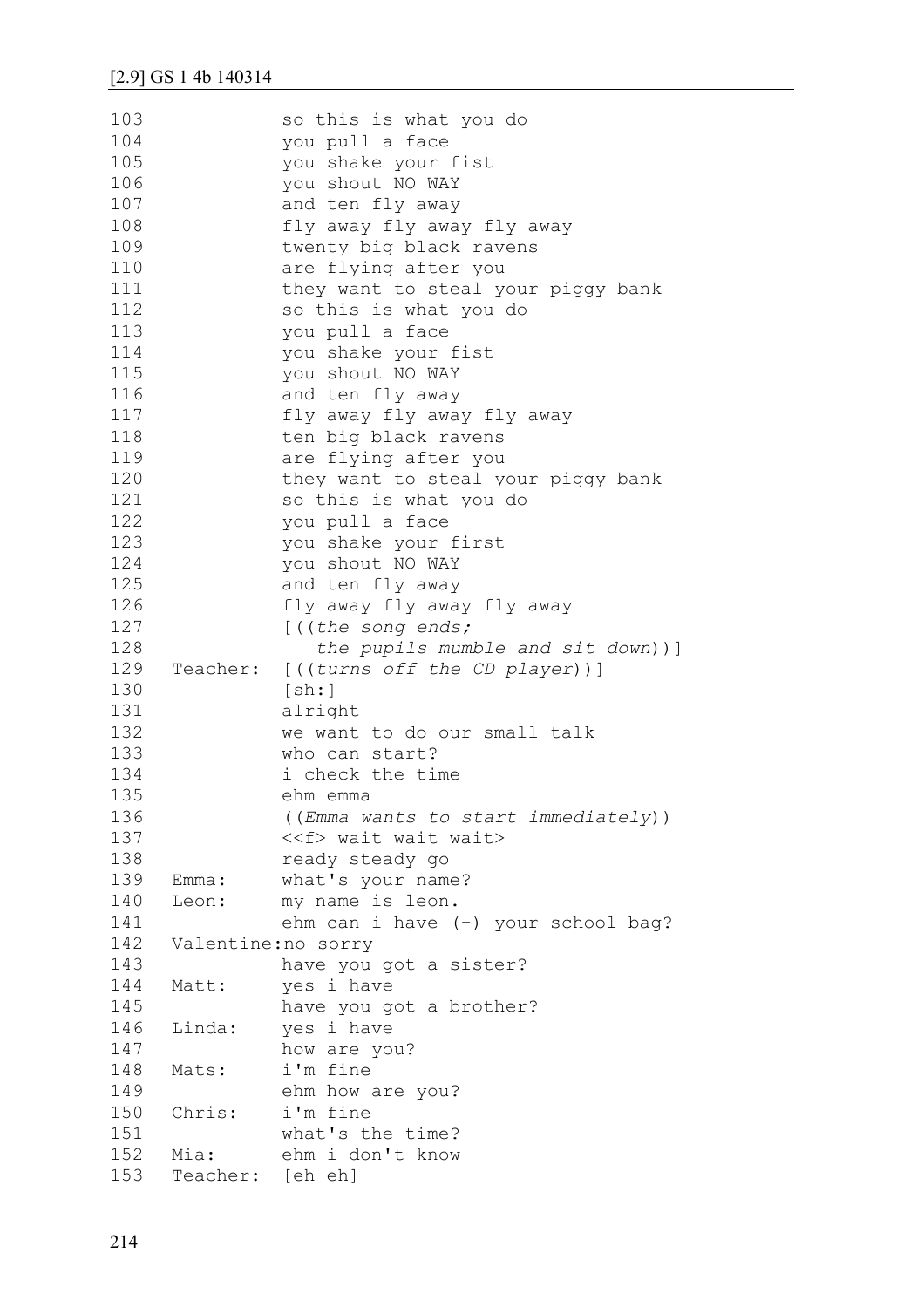[2.9] GS 1 4b 140314

```
103            so this is what you do
104            you pull a face
105            you shake your fist
106            you shout NO WAY
107            and ten fly away
108            fly away fly away fly away
109            twenty big black ravens
110            are flying after you
111            they want to steal your piggy bank
112            so this is what you do
113            you pull a face
114            you shake your fist
115            you shout NO WAY
116            and ten fly away
117            fly away fly away fly away
118            ten big black ravens
119            are flying after you
120            they want to steal your piggy bank
121            so this is what you do
122            you pull a face
123            you shake your first
124            you shout NO WAY
125            and ten fly away
126            fly away fly away fly away
127            [((the song ends;
128               the pupils mumble and sit down))]
129  Teacher:  [((turns off the CD player))]
130            [sh:]
131            alright
132            we want to do our small talk
133            who can start?
134            i check the time
135            ehm emma
136            ((Emma wants to start immediately))
137            <<f> wait wait wait>
138            ready steady go
139  Emma:     what's your name?
140  Leon:     my name is leon.
141            ehm can i have (-) your school bag?
142  Valentine:no sorry
143            have you got a sister?
144  Matt:     yes i have
145            have you got a brother?
146  Linda:    yes i have
147            how are you?
148  Mats:     i'm fine
149            ehm how are you?
150  Chris:    i'm fine
151            what's the time?
152  Mia:      ehm i don't know
153  Teacher:  [eh eh]
```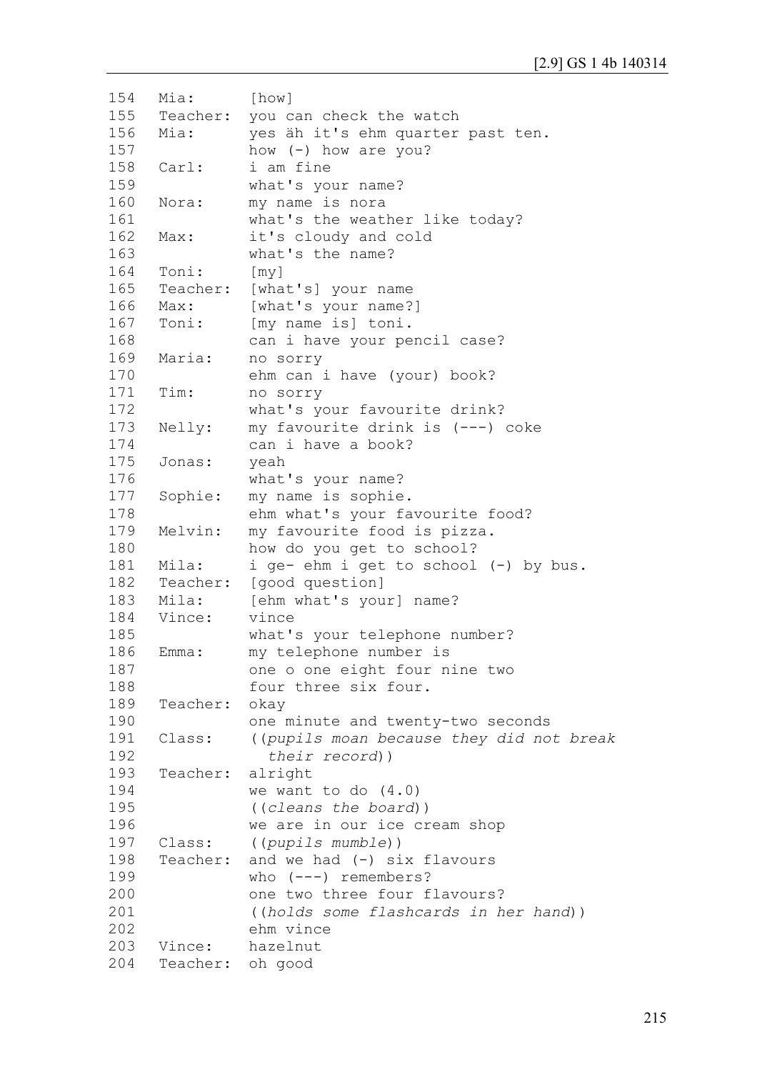```
154  Mia:      [how]
155  Teacher:  you can check the watch
156  Mia:      yes äh it's ehm quarter past ten.
157            how (-) how are you?
158  Carl:     i am fine
159            what's your name?
160  Nora:     my name is nora
161            what's the weather like today?
162  Max:      it's cloudy and cold
163            what's the name?
164  Toni:     [my]
165  Teacher:  [what's] your name
166  Max:      [what's your name?]
167  Toni:     [my name is] toni.
168            can i have your pencil case?
169  Maria:    no sorry
170            ehm can i have (your) book?
171  Tim:      no sorry
172            what's your favourite drink?
173  Nelly:    my favourite drink is (---) coke
174            can i have a book?
175  Jonas:    yeah
176            what's your name?
177  Sophie:   my name is sophie.
178            ehm what's your favourite food?
179  Melvin:   my favourite food is pizza.
180            how do you get to school?
181  Mila:     i ge- ehm i get to school (-) by bus.
182  Teacher:  [good question]
183  Mila:     [ehm what's your] name?
184  Vince:    vince
185            what's your telephone number?
186  Emma:     my telephone number is
187            one o one eight four nine two
188            four three six four.
189  Teacher:  okay
190            one minute and twenty-two seconds
191  Class:    ((pupils moan because they did not break
192              their record))
193  Teacher:  alright
194            we want to do (4.0)
195            ((cleans the board))
196            we are in our ice cream shop
197  Class:    ((pupils mumble))
198  Teacher:  and we had (-) six flavours
199            who (---) remembers?
200            one two three four flavours?
201            ((holds some flashcards in her hand))
202            ehm vince
203  Vince:    hazelnut
204  Teacher:  oh good
```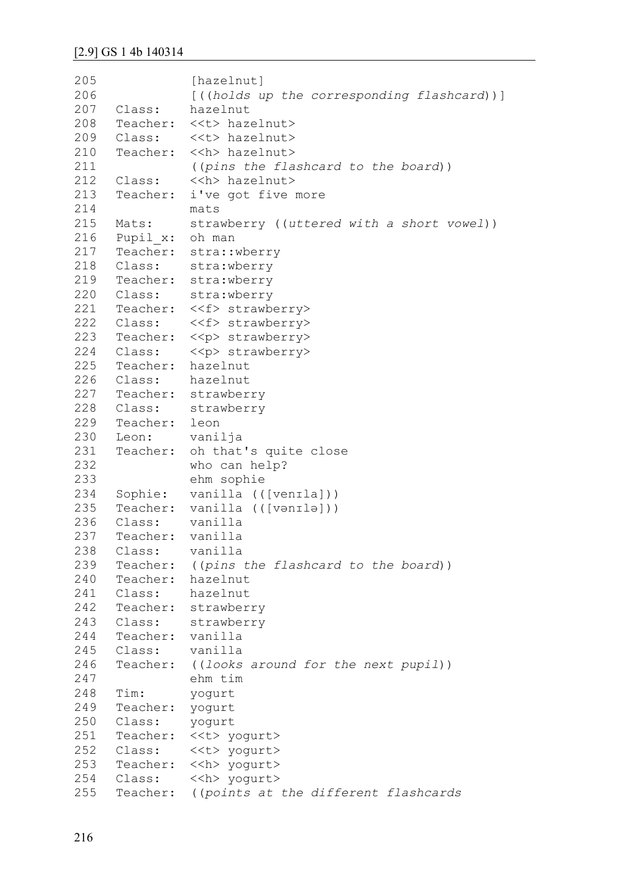```
205              [hazelnut]
206              [((holds up the corresponding flashcard))]
207   Class:     hazelnut
208   Teacher:   <<t> hazelnut>
209   Class:     <<t> hazelnut>
210   Teacher:   <<h> hazelnut>
211              ((pins the flashcard to the board))
212   Class:     <<h> hazelnut>
213   Teacher:   i've got five more
214              mats
215   Mats:      strawberry ((uttered with a short vowel))
216   Pupil_x:   oh man
217   Teacher:   stra::wberry
218   Class:     stra:wberry
219   Teacher:   stra:wberry
220   Class:     stra:wberry
221   Teacher:   <<f> strawberry>
222   Class:     <<f> strawberry>
223   Teacher:   <<p> strawberry>
224   Class:     <<p> strawberry>
225   Teacher:   hazelnut
226   Class:     hazelnut
227   Teacher:   strawberry
228   Class:     strawberry
229   Teacher:   leon
230   Leon:      vanilja
231   Teacher:   oh that's quite close
232              who can help?
233              ehm sophie
234   Sophie:    vanilla (([venɪla]))
235   Teacher:   vanilla (([vənɪlə]))
236   Class:     vanilla
237   Teacher:   vanilla
238   Class:     vanilla
239   Teacher:   ((pins the flashcard to the board))
240   Teacher:   hazelnut
241   Class:     hazelnut
242   Teacher:   strawberry
243   Class:     strawberry
244   Teacher:   vanilla
245   Class:     vanilla
246   Teacher:   ((looks around for the next pupil))
247              ehm tim
248   Tim:       yogurt
249   Teacher:   yogurt
250   Class:     yogurt
251   Teacher:   <<t> yogurt>
252   Class:     <<t> yogurt>
253   Teacher:   <<h> yogurt>
254   Class:     <<h> yogurt>
255   Teacher:   ((points at the different flashcards
```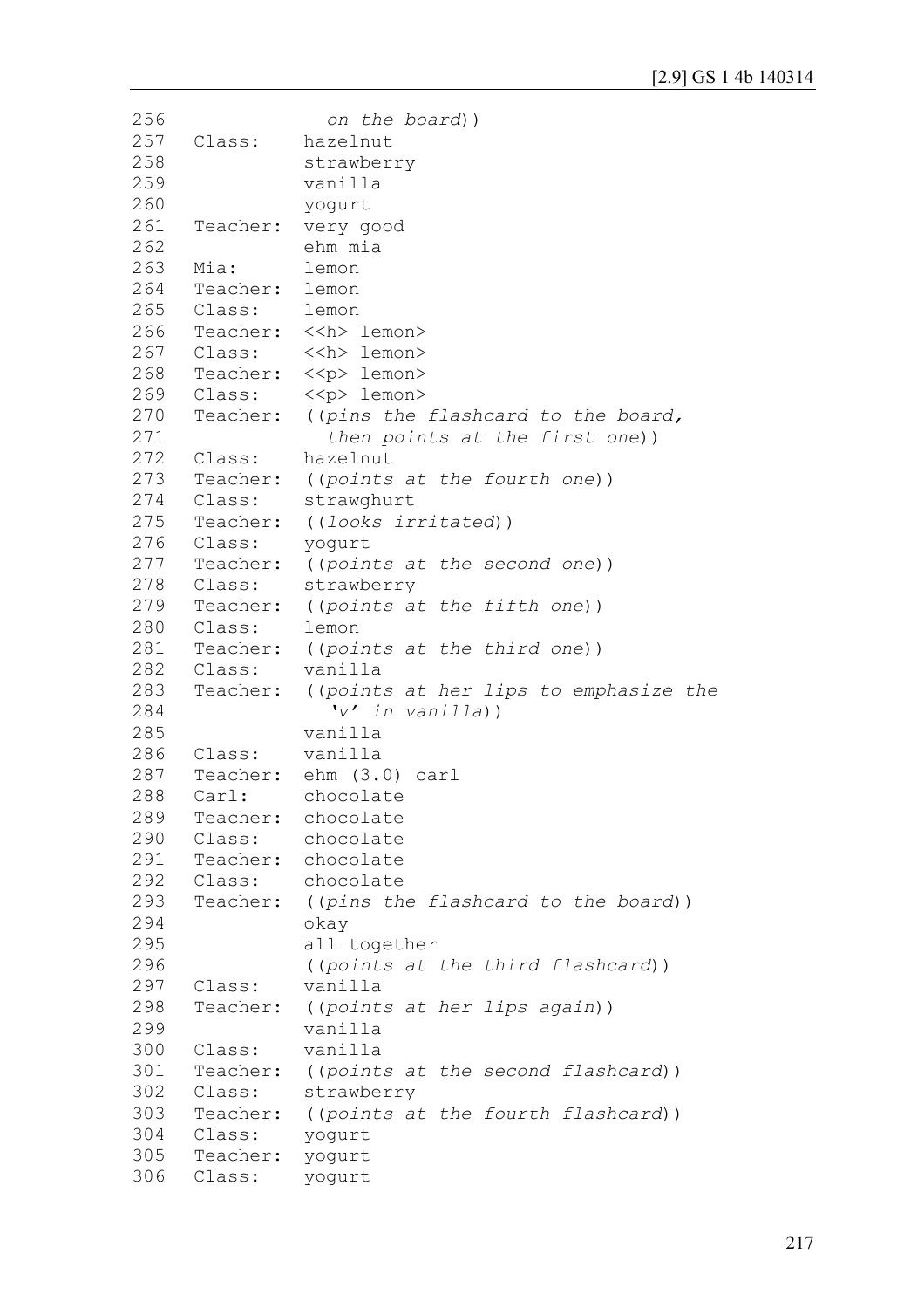```
256                on the board))
257   Class:     hazelnut
258              strawberry
259              vanilla
260              yogurt
261   Teacher:   very good
262              ehm mia
263   Mia:       lemon
264   Teacher:   lemon
265   Class:     lemon
266   Teacher:   <<h> lemon>
267   Class:     <<h> lemon>
268   Teacher:   <<p> lemon>
269   Class:     <<p> lemon>
270   Teacher:   ((pins the flashcard to the board,
271                then points at the first one))
272   Class:     hazelnut
273   Teacher:   ((points at the fourth one))
274   Class:     strawghurt
275   Teacher:   ((looks irritated))
276   Class:     yogurt
277   Teacher:   ((points at the second one))
278   Class:     strawberry
279   Teacher:   ((points at the fifth one))
280   Class:     lemon
281   Teacher:   ((points at the third one))
282   Class:     vanilla
283   Teacher:   ((points at her lips to emphasize the
284                'v' in vanilla))
285              vanilla
286   Class:     vanilla
287   Teacher:   ehm (3.0) carl
288   Carl:      chocolate
289   Teacher:   chocolate
290   Class:     chocolate
291   Teacher:   chocolate
292   Class:     chocolate
293   Teacher:   ((pins the flashcard to the board))
294              okay
295              all together
296              ((points at the third flashcard))
297   Class:     vanilla
298   Teacher:   ((points at her lips again))
299              vanilla
300   Class:     vanilla
301   Teacher:   ((points at the second flashcard))
302   Class:     strawberry
303   Teacher:   ((points at the fourth flashcard))
304   Class:     yogurt
305   Teacher:   yogurt
306   Class:     yogurt
```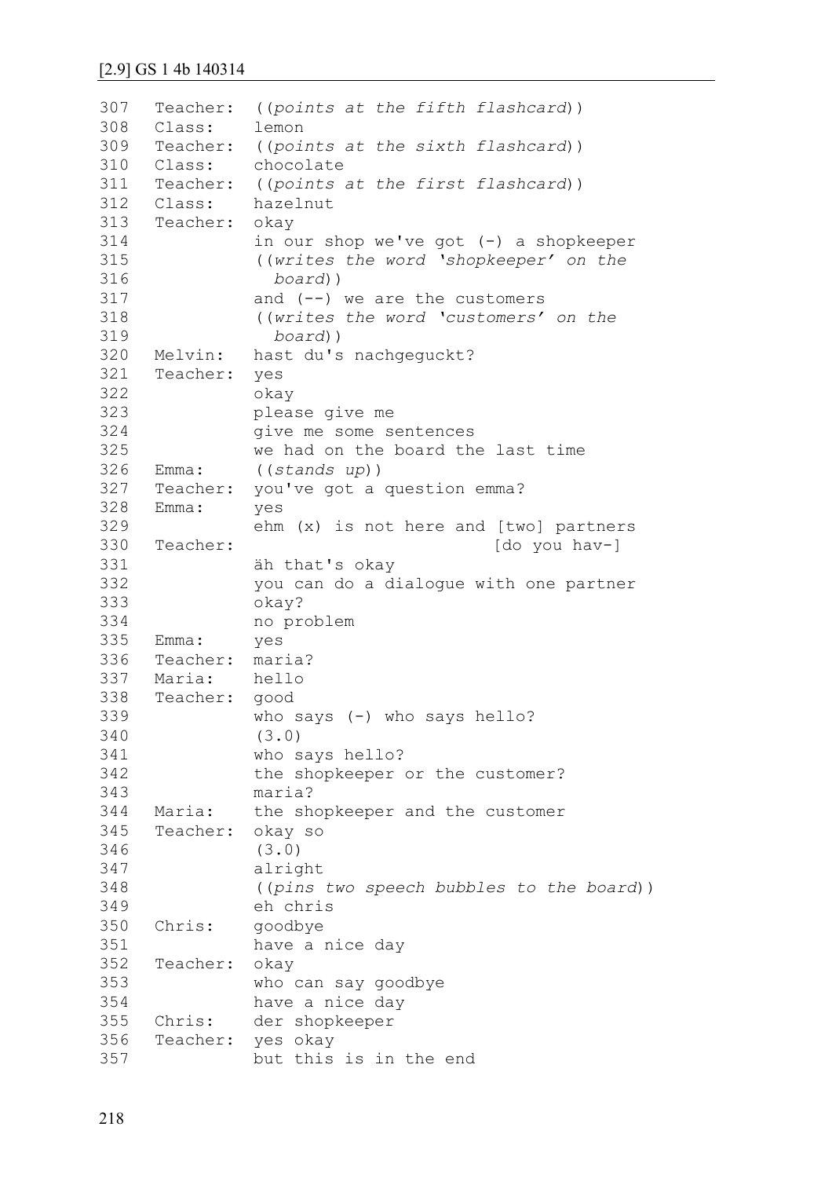## [2.9] GS 1 4b 140314

```
307  Teacher:  ((points at the fifth flashcard))
308  Class:    lemon
309  Teacher:  ((points at the sixth flashcard))
310  Class:    chocolate
311  Teacher:  ((points at the first flashcard))
312  Class:    hazelnut
313  Teacher:  okay
314            in our shop we've got (-) a shopkeeper
315            ((writes the word 'shopkeeper' on the
316              board))
317            and (--) we are the customers
318            ((writes the word 'customers' on the
319              board))
320  Melvin:   hast du's nachgeguckt?
321  Teacher:  yes
322            okay
323            please give me
324            give me some sentences
325            we had on the board the last time
326  Emma:     ((stands up))
327  Teacher:  you've got a question emma?
328  Emma:     yes
329            ehm (x) is not here and [two] partners
330  Teacher:                          [do you hav-]
331            äh that's okay
332            you can do a dialogue with one partner
333            okay?
334            no problem
335  Emma:     yes
336  Teacher:  maria?
337  Maria:    hello
338  Teacher:  good
339            who says (-) who says hello?
340            (3.0)
341            who says hello?
342            the shopkeeper or the customer?
343            maria?
344  Maria:    the shopkeeper and the customer
345  Teacher:  okay so
346            (3.0)
347            alright
348            ((pins two speech bubbles to the board))
349            eh chris
350  Chris:    goodbye
351            have a nice day
352  Teacher:  okay
353            who can say goodbye
354            have a nice day
355  Chris:    der shopkeeper
356  Teacher:  yes okay
357            but this is in the end
```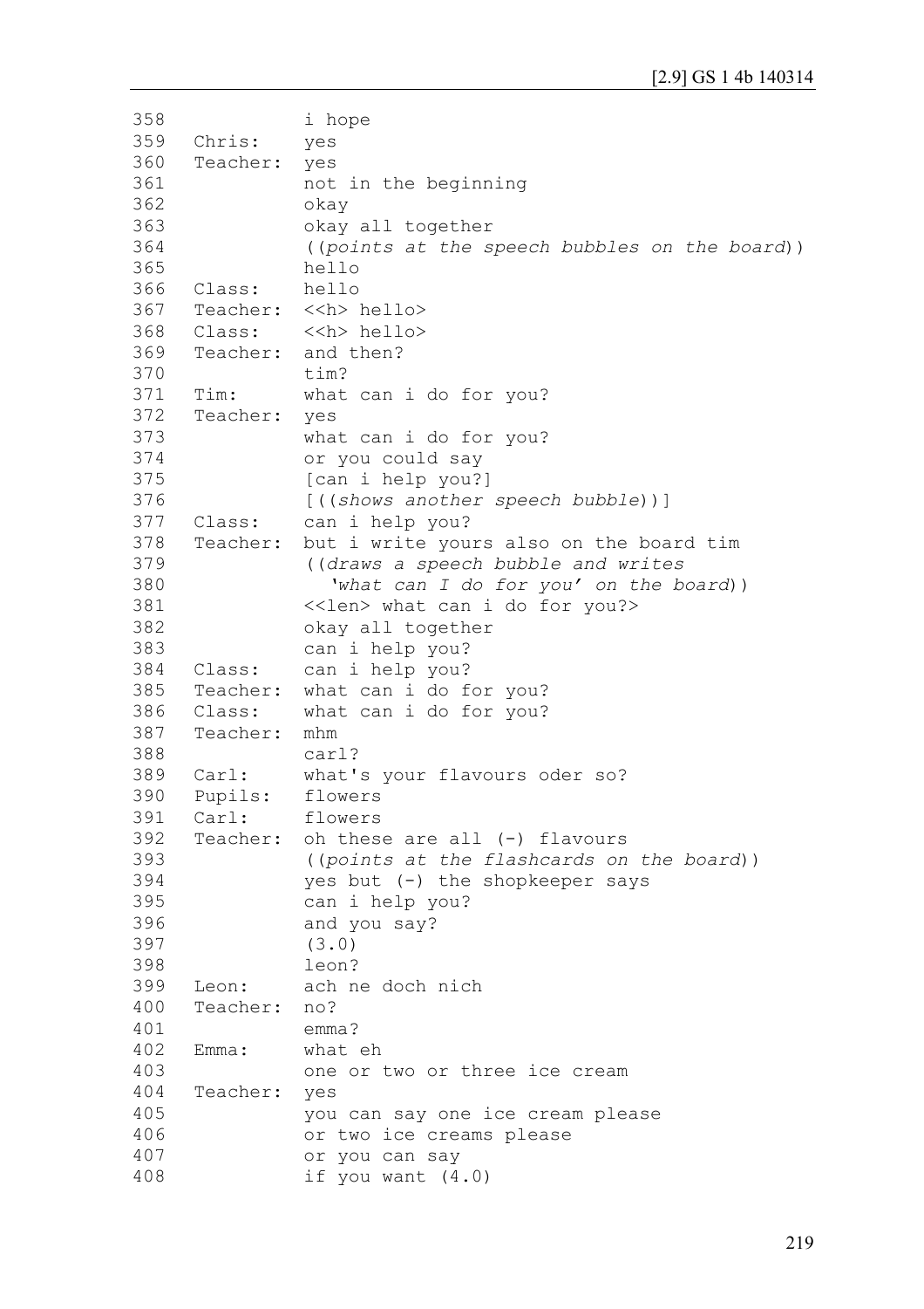```
358              i hope
359   Chris:     yes
360   Teacher:   yes
361              not in the beginning
362              okay
363              okay all together
364              ((points at the speech bubbles on the board))
365              hello
366   Class:     hello
367   Teacher:   <<h> hello>
368   Class:     <<h> hello>
369   Teacher:   and then?
370              tim?
371   Tim:       what can i do for you?
372   Teacher:   yes
373              what can i do for you?
374              or you could say
375              [can i help you?]
376              [((shows another speech bubble))]
377   Class:     can i help you?
378   Teacher:   but i write yours also on the board tim
379              ((draws a speech bubble and writes
380                'what can I do for you' on the board))
381              <<len> what can i do for you?>
382              okay all together
383              can i help you?
384   Class:     can i help you?
385   Teacher:   what can i do for you?
386   Class:     what can i do for you?
387   Teacher:   mhm
388              carl?
389   Carl:      what's your flavours oder so?
390   Pupils:    flowers
391   Carl:      flowers
392   Teacher:   oh these are all (-) flavours
393              ((points at the flashcards on the board))
394              yes but (-) the shopkeeper says
395              can i help you?
396              and you say?
397              (3.0)
398              leon?
399   Leon:      ach ne doch nich
400   Teacher:   no?
401              emma?
402   Emma:      what eh
403              one or two or three ice cream
404   Teacher:   yes
405              you can say one ice cream please
406              or two ice creams please
407              or you can say
408              if you want (4.0)
```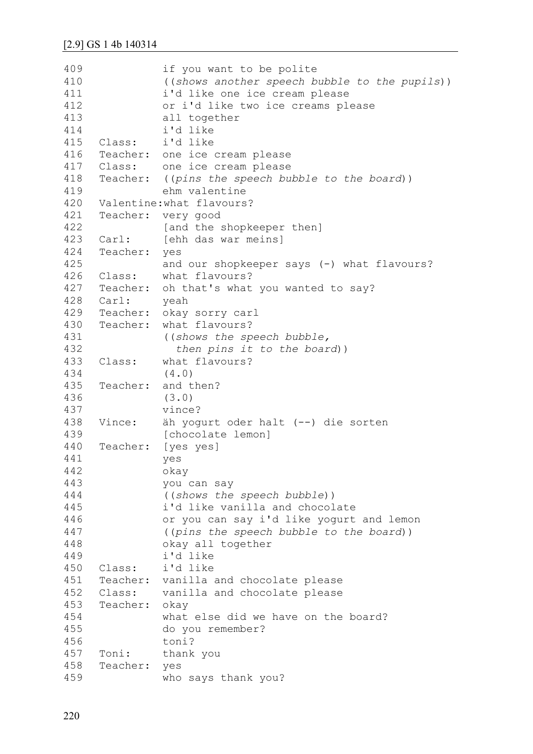[2.9] GS 1 4b 140314

```
409             if you want to be polite
410             ((shows another speech bubble to the pupils))
411             i'd like one ice cream please
412             or i'd like two ice creams please
413             all together
414             i'd like
415   Class:    i'd like
416   Teacher:  one ice cream please
417   Class:    one ice cream please
418   Teacher:  ((pins the speech bubble to the board))
419             ehm valentine
420   Valentine:what flavours?
421   Teacher:  very good
422             [and the shopkeeper then]
423   Carl:     [ehh das war meins]
424   Teacher:  yes
425             and our shopkeeper says (-) what flavours?
426   Class:    what flavours?
427   Teacher:  oh that's what you wanted to say?
428   Carl:     yeah
429   Teacher:  okay sorry carl
430   Teacher:  what flavours?
431             ((shows the speech bubble,
432               then pins it to the board))
433   Class:    what flavours?
434             (4.0)
435   Teacher:  and then?
436             (3.0)
437             vince?
438   Vince:    äh yogurt oder halt (--) die sorten
439             [chocolate lemon]
440   Teacher:  [yes yes]
441             yes
442             okay
443             you can say
444             ((shows the speech bubble))
445             i'd like vanilla and chocolate
446             or you can say i'd like yogurt and lemon
447             ((pins the speech bubble to the board))
448             okay all together
449             i'd like
450   Class:    i'd like
451   Teacher:  vanilla and chocolate please
452   Class:    vanilla and chocolate please
453   Teacher:  okay
454             what else did we have on the board?
455             do you remember?
456             toni?
457   Toni:     thank you
458   Teacher:  yes
459             who says thank you?
```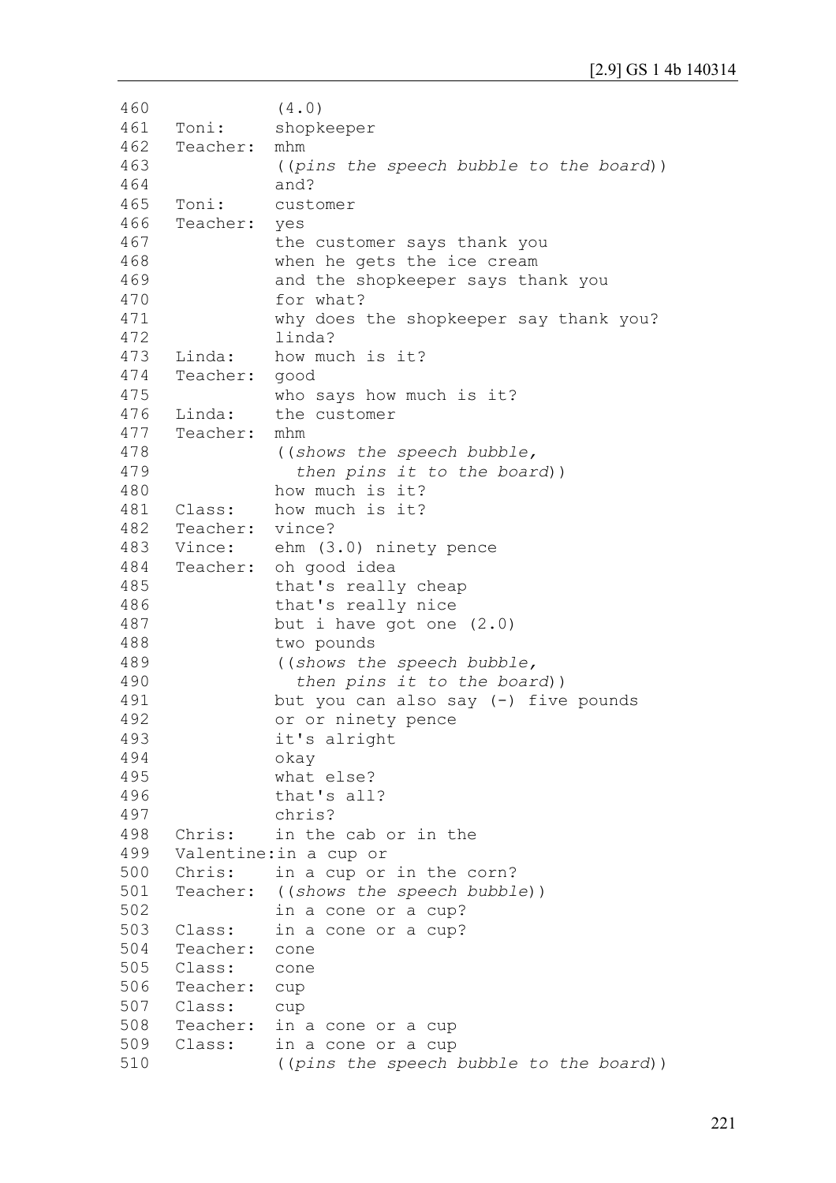```
460              (4.0)
461   Toni:      shopkeeper
462   Teacher:   mhm
463              ((pins the speech bubble to the board))
464              and?
465   Toni:      customer
466   Teacher:   yes
467              the customer says thank you
468              when he gets the ice cream
469              and the shopkeeper says thank you
470              for what?
471              why does the shopkeeper say thank you?
472              linda?
473   Linda:     how much is it?
474   Teacher:   good
475              who says how much is it?
476   Linda:     the customer
477   Teacher:   mhm
478              ((shows the speech bubble,
479                then pins it to the board))
480              how much is it?
481   Class:     how much is it?
482   Teacher:   vince?
483   Vince:     ehm (3.0) ninety pence
484   Teacher:   oh good idea
485              that's really cheap
486              that's really nice
487              but i have got one (2.0)
488              two pounds
489              ((shows the speech bubble,
490                then pins it to the board))
491              but you can also say (-) five pounds
492              or or ninety pence
493              it's alright
494              okay
495              what else?
496              that's all?
497              chris?
498   Chris:     in the cab or in the
499   Valentine: in a cup or
500   Chris:     in a cup or in the corn?
501   Teacher:   ((shows the speech bubble))
502              in a cone or a cup?
503   Class:     in a cone or a cup?
504   Teacher:   cone
505   Class:     cone
506   Teacher:   cup
507   Class:     cup
508   Teacher:   in a cone or a cup
509   Class:     in a cone or a cup
510              ((pins the speech bubble to the board))
```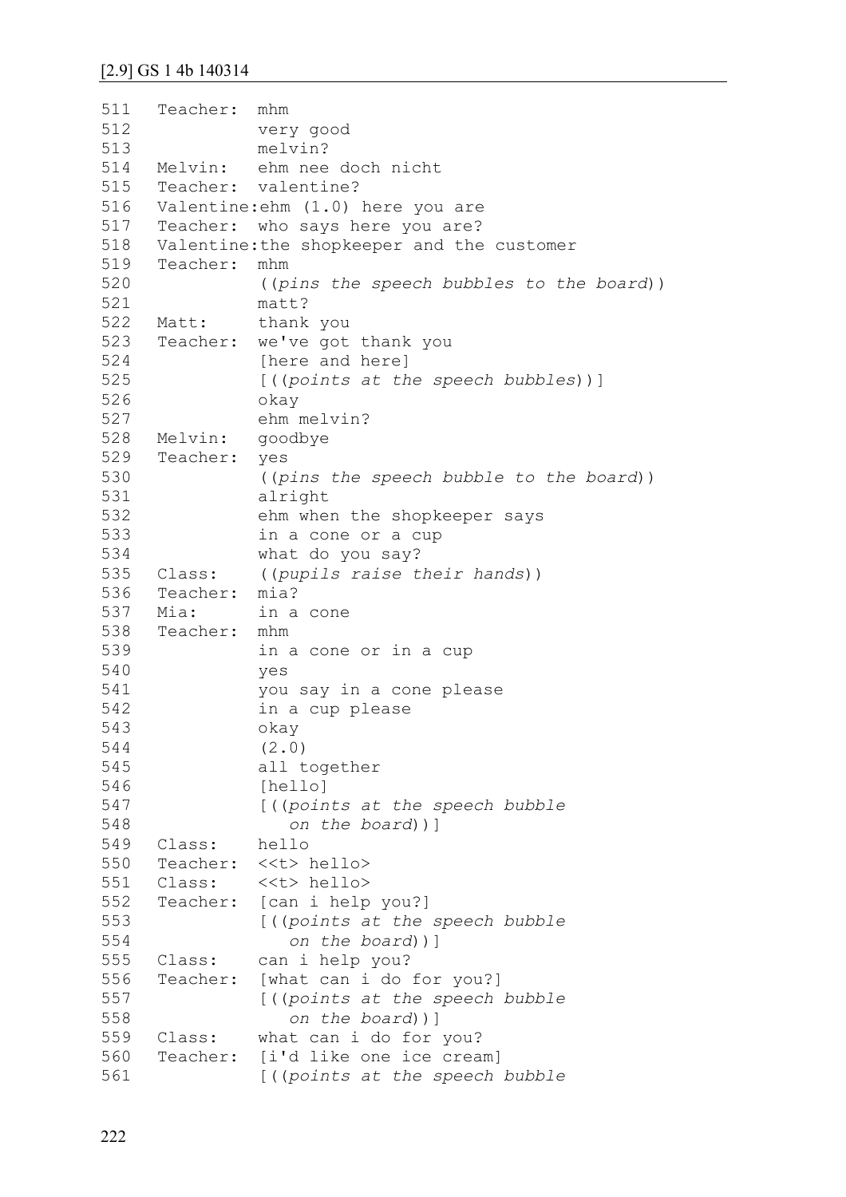[2.9] GS 1 4b 140314

```
511   Teacher:  mhm
512             very good
513             melvin?
514   Melvin:   ehm nee doch nicht
515   Teacher:  valentine?
516   Valentine:ehm (1.0) here you are
517   Teacher:  who says here you are?
518   Valentine:the shopkeeper and the customer
519   Teacher:  mhm
520             ((pins the speech bubbles to the board))
521             matt?
522   Matt:     thank you
523   Teacher:  we've got thank you
524             [here and here]
525             [((points at the speech bubbles))]
526             okay
527             ehm melvin?
528   Melvin:   goodbye
529   Teacher:  yes
530             ((pins the speech bubble to the board))
531             alright
532             ehm when the shopkeeper says
533             in a cone or a cup
534             what do you say?
535   Class:    ((pupils raise their hands))
536   Teacher:  mia?
537   Mia:      in a cone
538   Teacher:  mhm
539             in a cone or in a cup
540             yes
541             you say in a cone please
542             in a cup please
543             okay
544             (2.0)
545             all together
546             [hello]
547             [((points at the speech bubble
548                on the board))]
549   Class:    hello
550   Teacher:  <<t> hello>
551   Class:    <<t> hello>
552   Teacher:  [can i help you?]
553             [((points at the speech bubble
554                on the board))]
555   Class:    can i help you?
556   Teacher:  [what can i do for you?]
557             [((points at the speech bubble
558                on the board))]
559   Class:    what can i do for you?
560   Teacher:  [i'd like one ice cream]
561             [((points at the speech bubble
```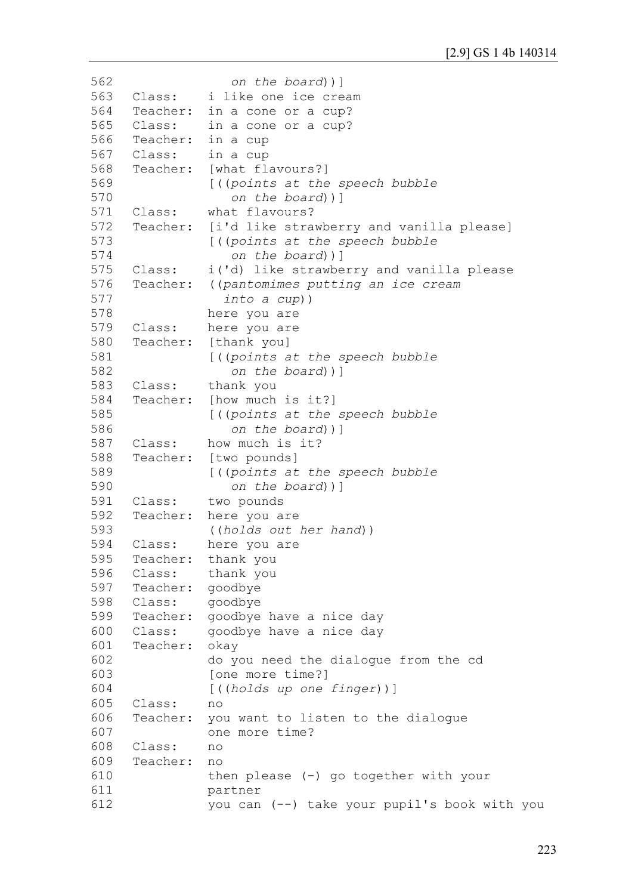```
562                 on the board))]
563   Class:    i like one ice cream
564   Teacher:  in a cone or a cup?
565   Class:    in a cone or a cup?
566   Teacher:  in a cup
567   Class:    in a cup
568   Teacher:  [what flavours?]
569             [((points at the speech bubble
570                 on the board))]
571   Class:    what flavours?
572   Teacher:  [i'd like strawberry and vanilla please]
573             [((points at the speech bubble
574                 on the board))]
575   Class:    i('d) like strawberry and vanilla please
576   Teacher:  ((pantomimes putting an ice cream
577               into a cup))
578             here you are
579   Class:    here you are
580   Teacher:  [thank you]
581             [((points at the speech bubble
582                 on the board))]
583   Class:    thank you
584   Teacher:  [how much is it?]
585             [((points at the speech bubble
586                 on the board))]
587   Class:    how much is it?
588   Teacher:  [two pounds]
589             [((points at the speech bubble
590                 on the board))]
591   Class:    two pounds
592   Teacher:  here you are
593             ((holds out her hand))
594   Class:    here you are
595   Teacher:  thank you
596   Class:    thank you
597   Teacher:  goodbye
598   Class:    goodbye
599   Teacher:  goodbye have a nice day
600   Class:    goodbye have a nice day
601   Teacher:  okay
602             do you need the dialogue from the cd
603             [one more time?]
604             [((holds up one finger))]
605   Class:    no
606   Teacher:  you want to listen to the dialogue
607             one more time?
608   Class:    no
609   Teacher:  no
610             then please (-) go together with your
611             partner
612             you can (--) take your pupil's book with you
```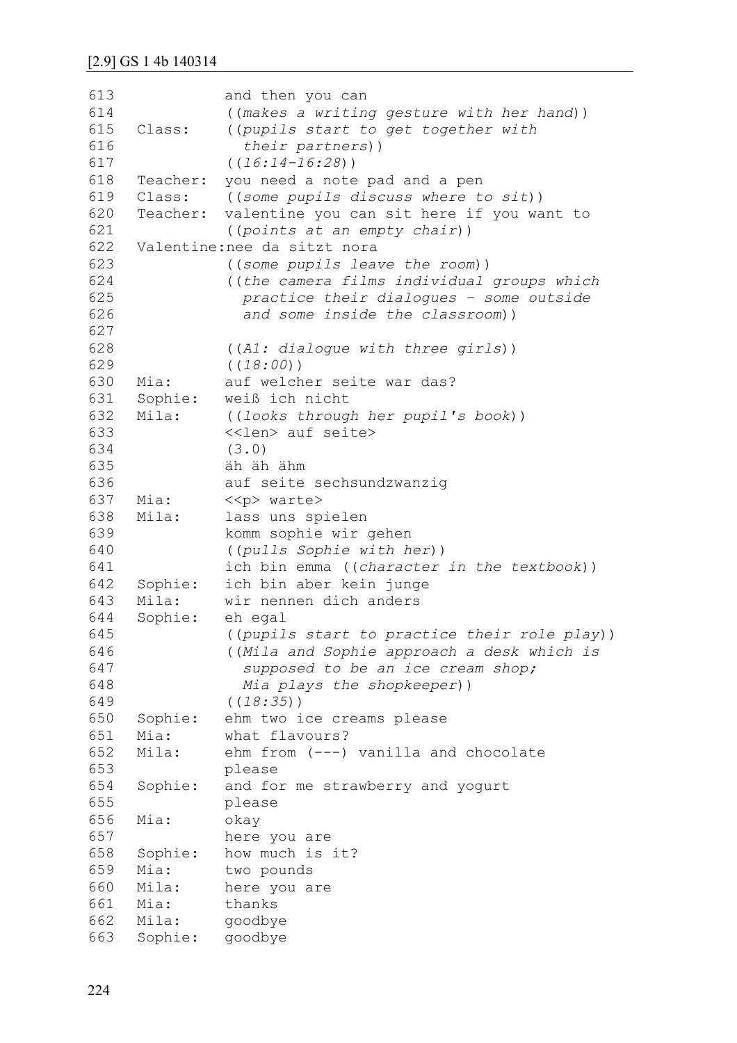```
613              and then you can
614              ((makes a writing gesture with her hand))
615   Class:     ((pupils start to get together with
616                their partners))
617              ((16:14-16:28))
618   Teacher:   you need a note pad and a pen
619   Class:     ((some pupils discuss where to sit))
620   Teacher:   valentine you can sit here if you want to
621              ((points at an empty chair))
622   Valentine:nee da sitzt nora
623              ((some pupils leave the room))
624              ((the camera films individual groups which
625                practice their dialogues - some outside
626                and some inside the classroom))
627
628              ((A1: dialogue with three girls))
629              ((18:00))
630   Mia:       auf welcher seite war das?
631   Sophie:    weiß ich nicht
632   Mila:      ((looks through her pupil's book))
633              <<len> auf seite>
634              (3.0)
635              äh äh ähm
636              auf seite sechsundzwanzig
637   Mia:       <<p> warte>
638   Mila:      lass uns spielen
639              komm sophie wir gehen
640              ((pulls Sophie with her))
641              ich bin emma ((character in the textbook))
642   Sophie:    ich bin aber kein junge
643   Mila:      wir nennen dich anders
644   Sophie:    eh egal
645              ((pupils start to practice their role play))
646              ((Mila and Sophie approach a desk which is
647                supposed to be an ice cream shop;
648                Mia plays the shopkeeper))
649              ((18:35))
650   Sophie:    ehm two ice creams please
651   Mia:       what flavours?
652   Mila:      ehm from (---) vanilla and chocolate
653              please
654   Sophie:    and for me strawberry and yogurt
655              please
656   Mia:       okay
657              here you are
658   Sophie:    how much is it?
659   Mia:       two pounds
660   Mila:      here you are
661   Mia:       thanks
662   Mila:      goodbye
663   Sophie:    goodbye
```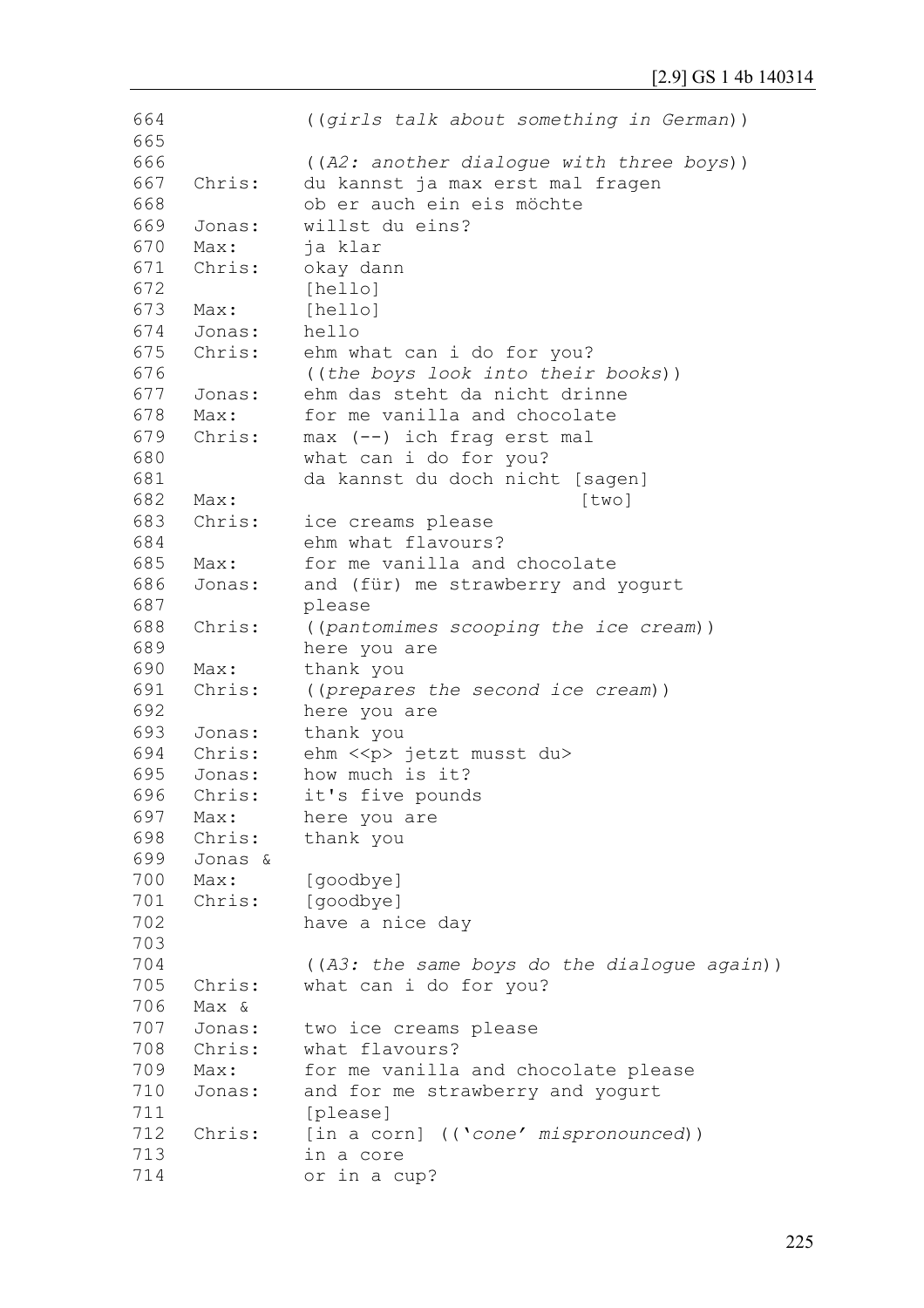```
664            ((girls talk about something in German))
665
666            ((A2: another dialogue with three boys))
667   Chris:   du kannst ja max erst mal fragen
668            ob er auch ein eis möchte
669   Jonas:   willst du eins?
670   Max:     ja klar
671   Chris:   okay dann
672            [hello]
673   Max:     [hello]
674   Jonas:   hello
675   Chris:   ehm what can i do for you?
676            ((the boys look into their books))
677   Jonas:   ehm das steht da nicht drinne
678   Max:     for me vanilla and chocolate
679   Chris:   max (--) ich frag erst mal
680            what can i do for you?
681            da kannst du doch nicht [sagen]
682   Max:                             [two]
683   Chris:   ice creams please
684            ehm what flavours?
685   Max:     for me vanilla and chocolate
686   Jonas:   and (für) me strawberry and yogurt
687            please
688   Chris:   ((pantomimes scooping the ice cream))
689            here you are
690   Max:     thank you
691   Chris:   ((prepares the second ice cream))
692            here you are
693   Jonas:   thank you
694   Chris:   ehm <<p> jetzt musst du>
695   Jonas:   how much is it?
696   Chris:   it's five pounds
697   Max:     here you are
698   Chris:   thank you
699   Jonas &
700   Max:     [goodbye]
701   Chris:   [goodbye]
702            have a nice day
703
704            ((A3: the same boys do the dialogue again))
705   Chris:   what can i do for you?
706   Max &
707   Jonas:   two ice creams please
708   Chris:   what flavours?
709   Max:     for me vanilla and chocolate please
710   Jonas:   and for me strawberry and yogurt
711            [please]
712   Chris:   [in a corn] (('cone' mispronounced))
713            in a core
714            or in a cup?
```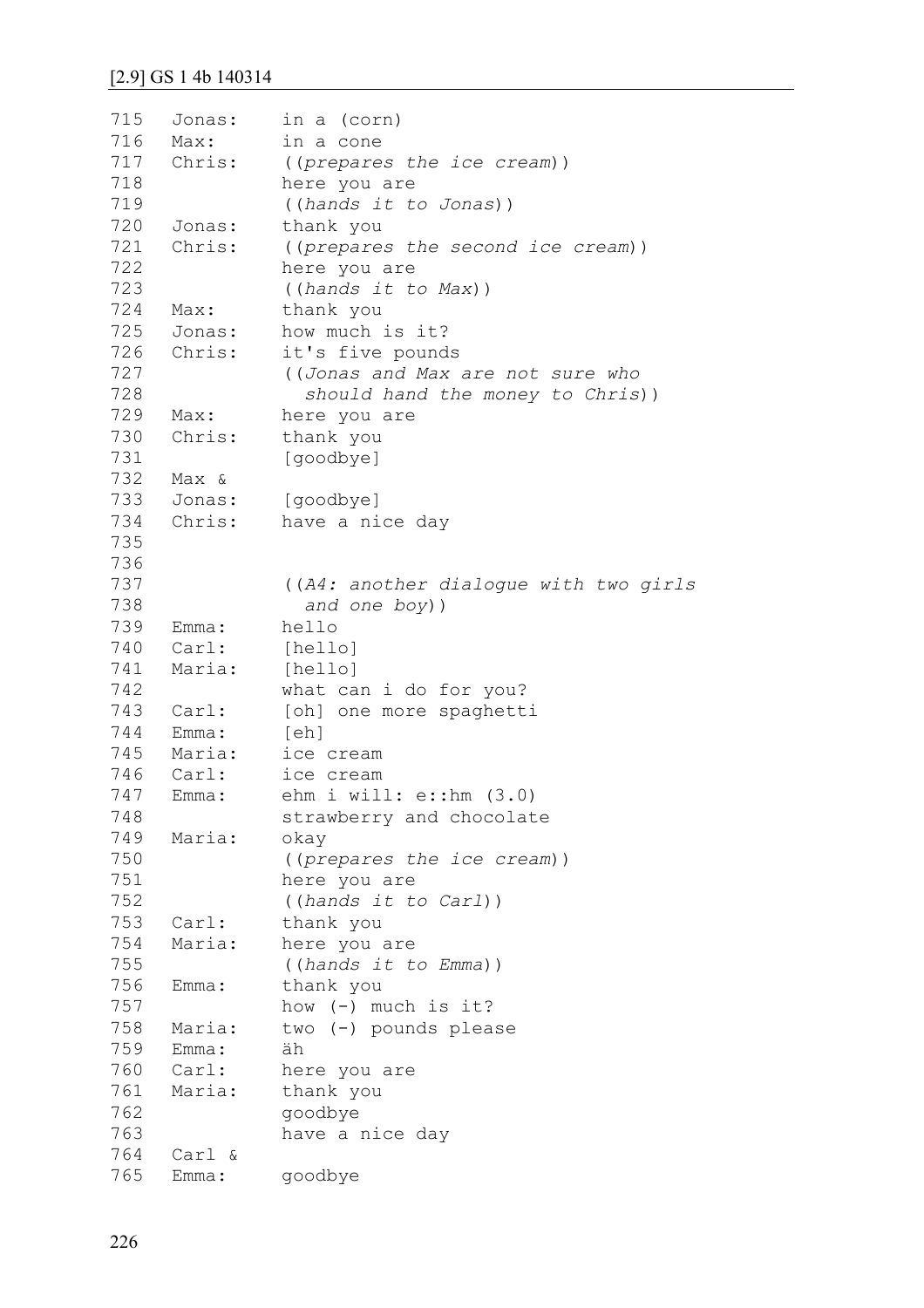[2.9] GS 1 4b 140314

```
715   Jonas:    in a (corn)
716   Max:      in a cone
717   Chris:    ((prepares the ice cream))
718             here you are
719             ((hands it to Jonas))
720   Jonas:    thank you
721   Chris:    ((prepares the second ice cream))
722             here you are
723             ((hands it to Max))
724   Max:      thank you
725   Jonas:    how much is it?
726   Chris:    it's five pounds
727             ((Jonas and Max are not sure who
728               should hand the money to Chris))
729   Max:      here you are
730   Chris:    thank you
731             [goodbye]
732   Max &
733   Jonas:    [goodbye]
734   Chris:    have a nice day
735
736
737             ((A4: another dialogue with two girls
738               and one boy))
739   Emma:     hello
740   Carl:     [hello]
741   Maria:    [hello]
742             what can i do for you?
743   Carl:     [oh] one more spaghetti
744   Emma:     [eh]
745   Maria:    ice cream
746   Carl:     ice cream
747   Emma:     ehm i will: e::hm (3.0)
748             strawberry and chocolate
749   Maria:    okay
750             ((prepares the ice cream))
751             here you are
752             ((hands it to Carl))
753   Carl:     thank you
754   Maria:    here you are
755             ((hands it to Emma))
756   Emma:     thank you
757             how (-) much is it?
758   Maria:    two (-) pounds please
759   Emma:     äh
760   Carl:     here you are
761   Maria:    thank you
762             goodbye
763             have a nice day
764   Carl &
765   Emma:     goodbye
```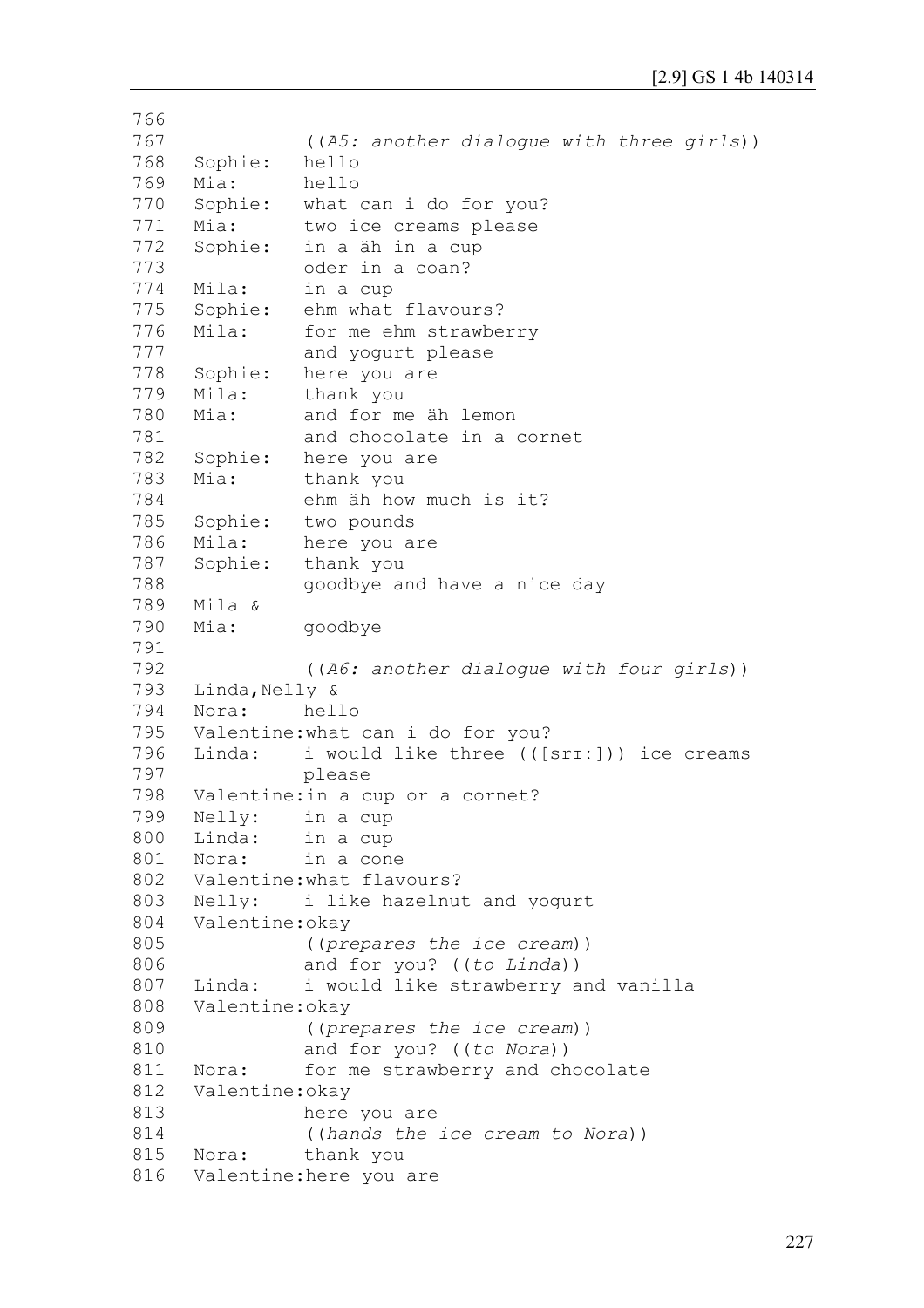```
766
767            ((A5: another dialogue with three girls))
768  Sophie:   hello
769  Mia:      hello
770  Sophie:   what can i do for you?
771  Mia:      two ice creams please
772  Sophie:   in a äh in a cup
773            oder in a coan?
774  Mila:     in a cup
775  Sophie:   ehm what flavours?
776  Mila:     for me ehm strawberry
777            and yogurt please
778  Sophie:   here you are
779  Mila:     thank you
780  Mia:      and for me äh lemon
781            and chocolate in a cornet
782  Sophie:   here you are
783  Mia:      thank you
784            ehm äh how much is it?
785  Sophie:   two pounds
786  Mila:     here you are
787  Sophie:   thank you
788            goodbye and have a nice day
789  Mila &
790  Mia:      goodbye
791
792            ((A6: another dialogue with four girls))
793  Linda,Nelly &
794  Nora:     hello
795  Valentine:what can i do for you?
796  Linda:    i would like three (([srɪ:])) ice creams
797            please
798  Valentine:in a cup or a cornet?
799  Nelly:    in a cup
800  Linda:    in a cup
801  Nora:     in a cone
802  Valentine:what flavours?
803  Nelly:    i like hazelnut and yogurt
804  Valentine:okay
805            ((prepares the ice cream))
806            and for you? ((to Linda))
807  Linda:    i would like strawberry and vanilla
808  Valentine:okay
809            ((prepares the ice cream))
810            and for you? ((to Nora))
811  Nora:     for me strawberry and chocolate
812  Valentine:okay
813            here you are
814            ((hands the ice cream to Nora))
815  Nora:     thank you
816  Valentine:here you are
```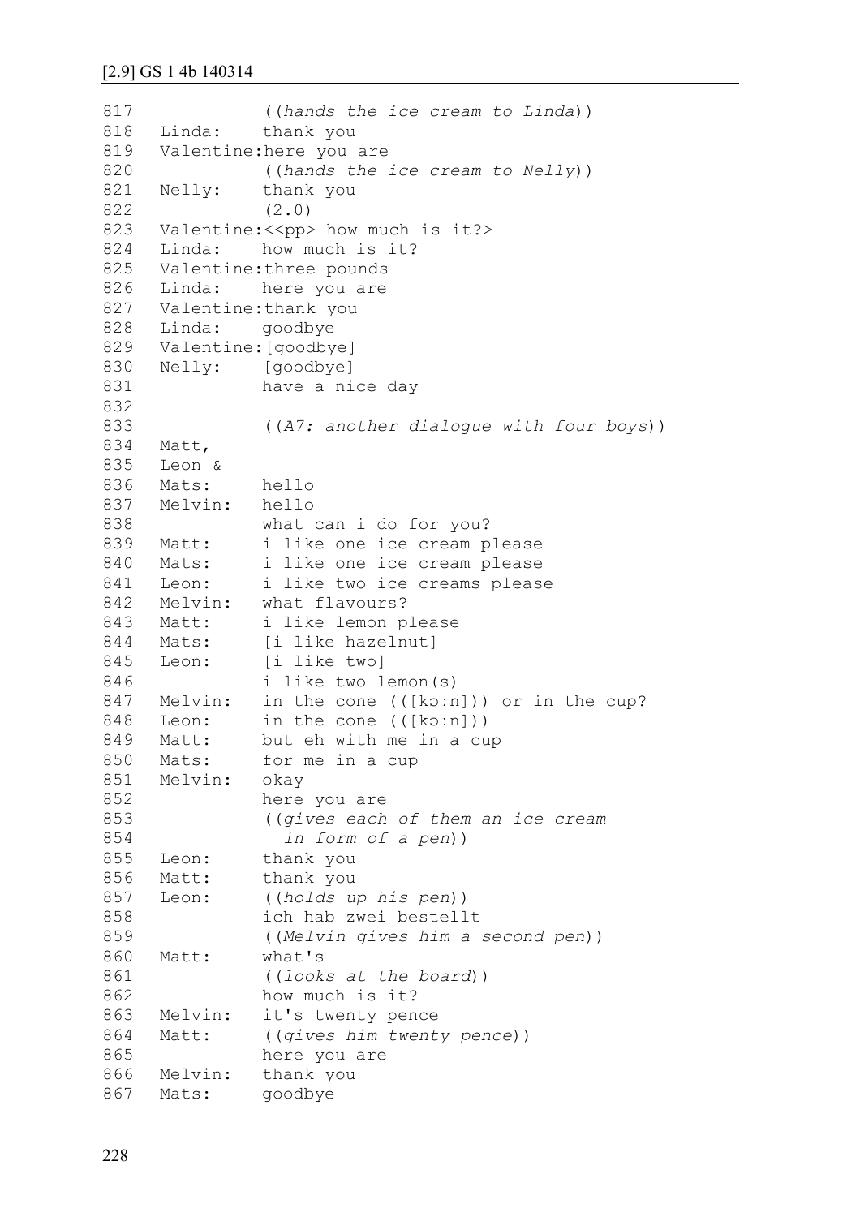[2.9] GS 1 4b 140314

```
817             ((hands the ice cream to Linda))
818   Linda:    thank you
819   Valentine:here you are
820             ((hands the ice cream to Nelly))
821   Nelly:    thank you
822             (2.0)
823   Valentine:<<pp> how much is it?>
824   Linda:    how much is it?
825   Valentine:three pounds
826   Linda:    here you are
827   Valentine:thank you
828   Linda:    goodbye
829   Valentine:[goodbye]
830   Nelly:    [goodbye]
831             have a nice day
832
833             ((A7: another dialogue with four boys))
834   Matt,
835   Leon &
836   Mats:     hello
837   Melvin:   hello
838             what can i do for you?
839   Matt:     i like one ice cream please
840   Mats:     i like one ice cream please
841   Leon:     i like two ice creams please
842   Melvin:   what flavours?
843   Matt:     i like lemon please
844   Mats:     [i like hazelnut]
845   Leon:     [i like two]
846             i like two lemon(s)
847   Melvin:   in the cone (([kɔːn])) or in the cup?
848   Leon:     in the cone (([kɔːn]))
849   Matt:     but eh with me in a cup
850   Mats:     for me in a cup
851   Melvin:   okay
852             here you are
853             ((gives each of them an ice cream
854               in form of a pen))
855   Leon:     thank you
856   Matt:     thank you
857   Leon:     ((holds up his pen))
858             ich hab zwei bestellt
859             ((Melvin gives him a second pen))
860   Matt:     what's
861             ((looks at the board))
862             how much is it?
863   Melvin:   it's twenty pence
864   Matt:     ((gives him twenty pence))
865             here you are
866   Melvin:   thank you
867   Mats:     goodbye
```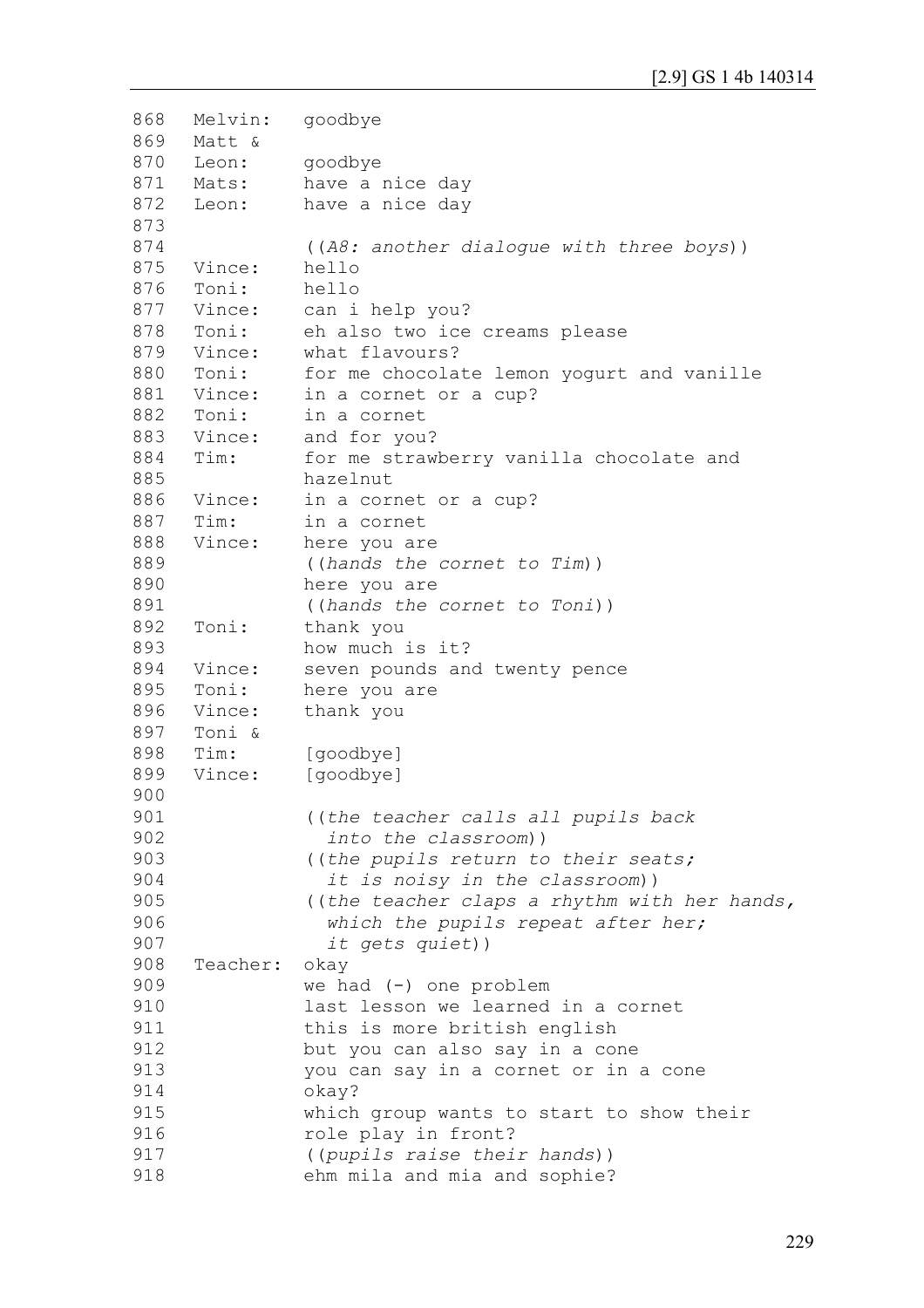```
868   Melvin:   goodbye
869   Matt &
870   Leon:     goodbye
871   Mats:     have a nice day
872   Leon:     have a nice day
873
874             ((A8: another dialogue with three boys))
875   Vince:    hello
876   Toni:     hello
877   Vince:    can i help you?
878   Toni:     eh also two ice creams please
879   Vince:    what flavours?
880   Toni:     for me chocolate lemon yogurt and vanille
881   Vince:    in a cornet or a cup?
882   Toni:     in a cornet
883   Vince:    and for you?
884   Tim:      for me strawberry vanilla chocolate and
885             hazelnut
886   Vince:    in a cornet or a cup?
887   Tim:      in a cornet
888   Vince:    here you are
889             ((hands the cornet to Tim))
890             here you are
891             ((hands the cornet to Toni))
892   Toni:     thank you
893             how much is it?
894   Vince:    seven pounds and twenty pence
895   Toni:     here you are
896   Vince:    thank you
897   Toni &
898   Tim:      [goodbye]
899   Vince:    [goodbye]
900
901             ((the teacher calls all pupils back
902               into the classroom))
903             ((the pupils return to their seats;
904               it is noisy in the classroom))
905             ((the teacher claps a rhythm with her hands,
906               which the pupils repeat after her;
907               it gets quiet))
908   Teacher:  okay
909             we had (-) one problem
910             last lesson we learned in a cornet
911             this is more british english
912             but you can also say in a cone
913             you can say in a cornet or in a cone
914             okay?
915             which group wants to start to show their
916             role play in front?
917             ((pupils raise their hands))
918             ehm mila and mia and sophie?
```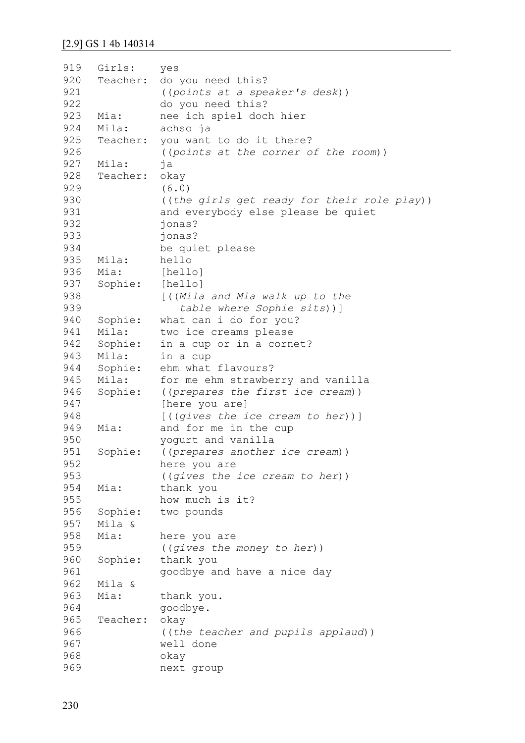[2.9] GS 1 4b 140314

```
919   Girls:    yes
920   Teacher:  do you need this?
921             ((points at a speaker's desk))
922             do you need this?
923   Mia:      nee ich spiel doch hier
924   Mila:     achso ja
925   Teacher:  you want to do it there?
926             ((points at the corner of the room))
927   Mila:     ja
928   Teacher:  okay
929             (6.0)
930             ((the girls get ready for their role play))
931             and everybody else please be quiet
932             jonas?
933             jonas?
934             be quiet please
935   Mila:     hello
936   Mia:      [hello]
937   Sophie:   [hello]
938             [((Mila and Mia walk up to the
939                table where Sophie sits))]
940   Sophie:   what can i do for you?
941   Mila:     two ice creams please
942   Sophie:   in a cup or in a cornet?
943   Mila:     in a cup
944   Sophie:   ehm what flavours?
945   Mila:     for me ehm strawberry and vanilla
946   Sophie:   ((prepares the first ice cream))
947             [here you are]
948             [((gives the ice cream to her))]
949   Mia:      and for me in the cup
950             yogurt and vanilla
951   Sophie:   ((prepares another ice cream))
952             here you are
953             ((gives the ice cream to her))
954   Mia:      thank you
955             how much is it?
956   Sophie:   two pounds
957   Mila &
958   Mia:      here you are
959             ((gives the money to her))
960   Sophie:   thank you
961             goodbye and have a nice day
962   Mila &
963   Mia:      thank you.
964             goodbye.
965   Teacher:  okay
966             ((the teacher and pupils applaud))
967             well done
968             okay
969             next group
```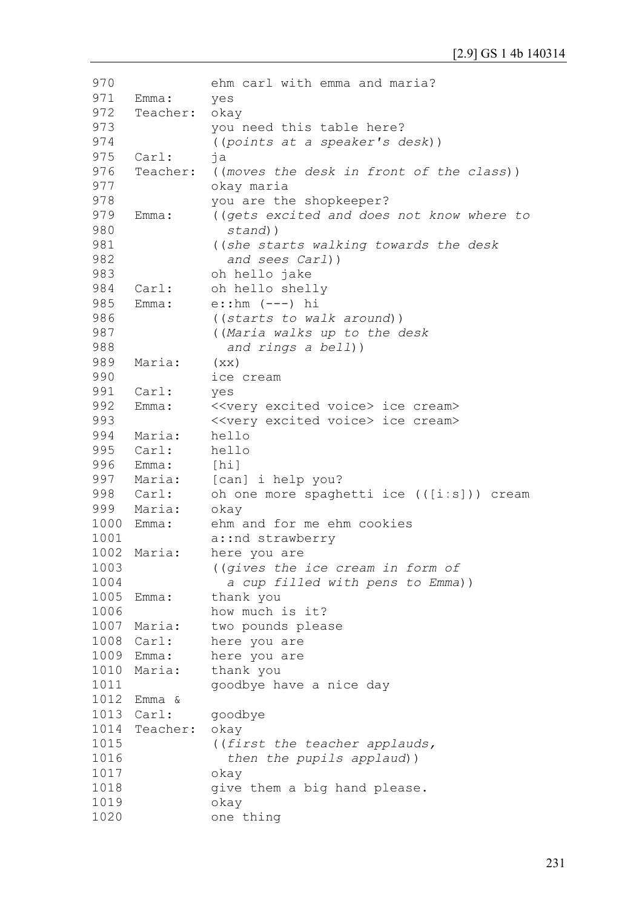```
970             ehm carl with emma and maria?
971   Emma:     yes
972   Teacher:  okay
973             you need this table here?
974             ((points at a speaker's desk))
975   Carl:     ja
976   Teacher:  ((moves the desk in front of the class))
977             okay maria
978             you are the shopkeeper?
979   Emma:     ((gets excited and does not know where to
980               stand))
981             ((she starts walking towards the desk
982               and sees Carl))
983             oh hello jake
984   Carl:     oh hello shelly
985   Emma:     e::hm (---) hi
986             ((starts to walk around))
987             ((Maria walks up to the desk
988               and rings a bell))
989   Maria:    (xx)
990             ice cream
991   Carl:     yes
992   Emma:     <<very excited voice> ice cream>
993             <<very excited voice> ice cream>
994   Maria:    hello
995   Carl:     hello
996   Emma:     [hi]
997   Maria:    [can] i help you?
998   Carl:     oh one more spaghetti ice (([i:s])) cream
999   Maria:    okay
1000  Emma:     ehm and for me ehm cookies
1001            a::nd strawberry
1002  Maria:    here you are
1003            ((gives the ice cream in form of
1004              a cup filled with pens to Emma))
1005  Emma:     thank you
1006            how much is it?
1007  Maria:    two pounds please
1008  Carl:     here you are
1009  Emma:     here you are
1010  Maria:    thank you
1011            goodbye have a nice day
1012  Emma &
1013  Carl:     goodbye
1014  Teacher:  okay
1015            ((first the teacher applauds,
1016              then the pupils applaud))
1017            okay
1018            give them a big hand please.
1019            okay
1020            one thing
```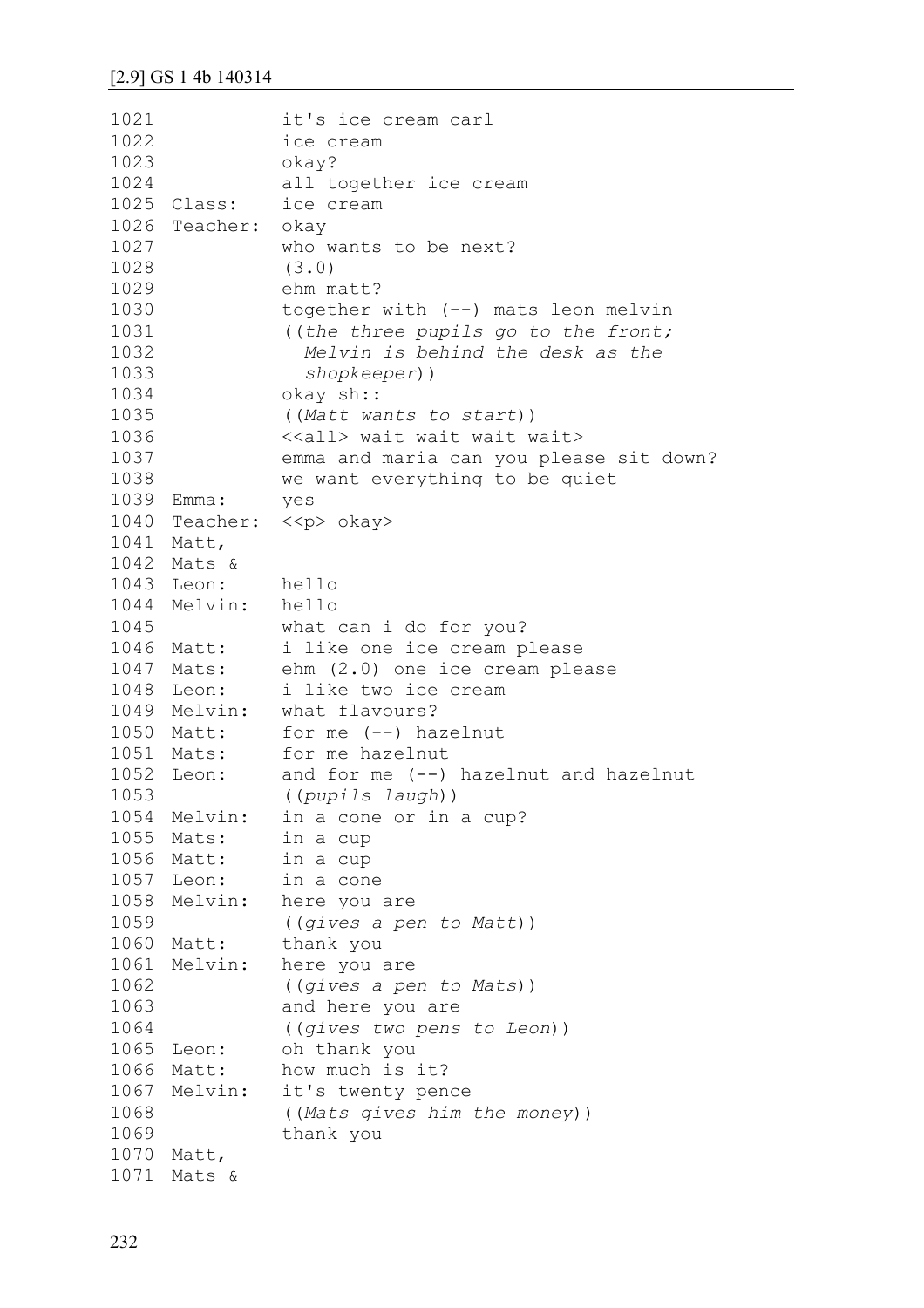## [2.9] GS 1 4b 140314

```
1021            it's ice cream carl
1022            ice cream
1023            okay?
1024            all together ice cream
1025 Class:     ice cream
1026 Teacher:   okay
1027            who wants to be next?
1028            (3.0)
1029            ehm matt?
1030            together with (--) mats leon melvin
1031            ((the three pupils go to the front;
1032              Melvin is behind the desk as the
1033              shopkeeper))
1034            okay sh::
1035            ((Matt wants to start))
1036            <<all> wait wait wait wait>
1037            emma and maria can you please sit down?
1038            we want everything to be quiet
1039 Emma:      yes
1040 Teacher:   <<p> okay>
1041 Matt,
1042 Mats &
1043 Leon:      hello
1044 Melvin:    hello
1045            what can i do for you?
1046 Matt:      i like one ice cream please
1047 Mats:      ehm (2.0) one ice cream please
1048 Leon:      i like two ice cream
1049 Melvin:    what flavours?
1050 Matt:      for me (--) hazelnut
1051 Mats:      for me hazelnut
1052 Leon:      and for me (--) hazelnut and hazelnut
1053            ((pupils laugh))
1054 Melvin:    in a cone or in a cup?
1055 Mats:      in a cup
1056 Matt:      in a cup
1057 Leon:      in a cone
1058 Melvin:    here you are
1059            ((gives a pen to Matt))
1060 Matt:      thank you
1061 Melvin:    here you are
1062            ((gives a pen to Mats))
1063            and here you are
1064            ((gives two pens to Leon))
1065 Leon:      oh thank you
1066 Matt:      how much is it?
1067 Melvin:    it's twenty pence
1068            ((Mats gives him the money))
1069            thank you
1070 Matt,
1071 Mats &
```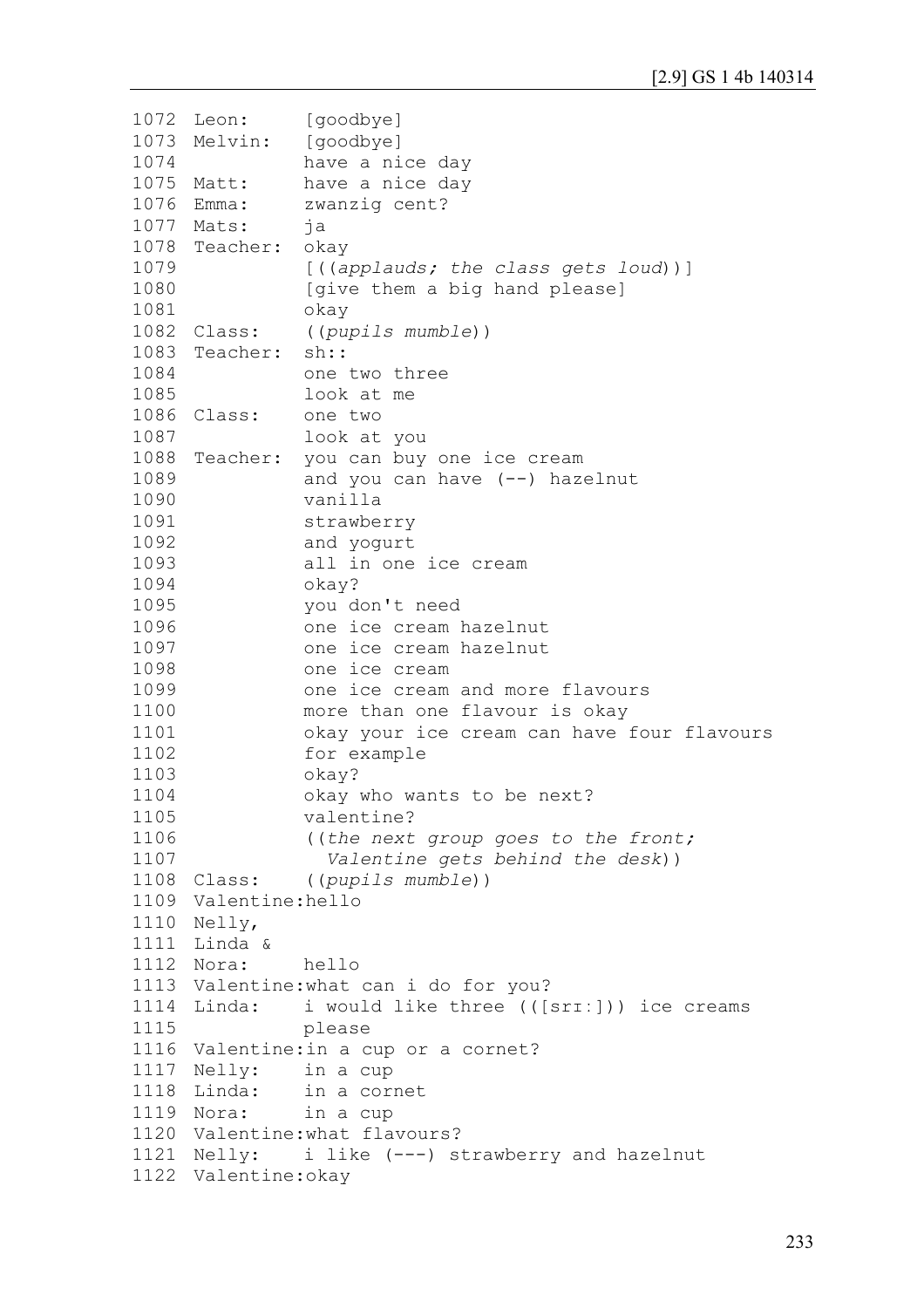```
1072  Leon:      [goodbye]
1073  Melvin:    [goodbye]
1074             have a nice day
1075  Matt:      have a nice day
1076  Emma:      zwanzig cent?
1077  Mats:      ja
1078  Teacher:   okay
1079             [((applauds; the class gets loud))]
1080             [give them a big hand please]
1081             okay
1082  Class:     ((pupils mumble))
1083  Teacher:   sh::
1084             one two three
1085             look at me
1086  Class:     one two
1087             look at you
1088  Teacher:   you can buy one ice cream
1089             and you can have (--) hazelnut
1090             vanilla
1091             strawberry
1092             and yogurt
1093             all in one ice cream
1094             okay?
1095             you don't need
1096             one ice cream hazelnut
1097             one ice cream hazelnut
1098             one ice cream
1099             one ice cream and more flavours
1100             more than one flavour is okay
1101             okay your ice cream can have four flavours
1102             for example
1103             okay?
1104             okay who wants to be next?
1105             valentine?
1106             ((the next group goes to the front;
1107               Valentine gets behind the desk))
1108  Class:     ((pupils mumble))
1109  Valentine: hello
1110  Nelly,
1111  Linda &
1112  Nora:      hello
1113  Valentine: what can i do for you?
1114  Linda:     i would like three (([srɪ:])) ice creams
1115             please
1116  Valentine: in a cup or a cornet?
1117  Nelly:     in a cup
1118  Linda:     in a cornet
1119  Nora:      in a cup
1120  Valentine: what flavours?
1121  Nelly:     i like (---) strawberry and hazelnut
1122  Valentine: okay
```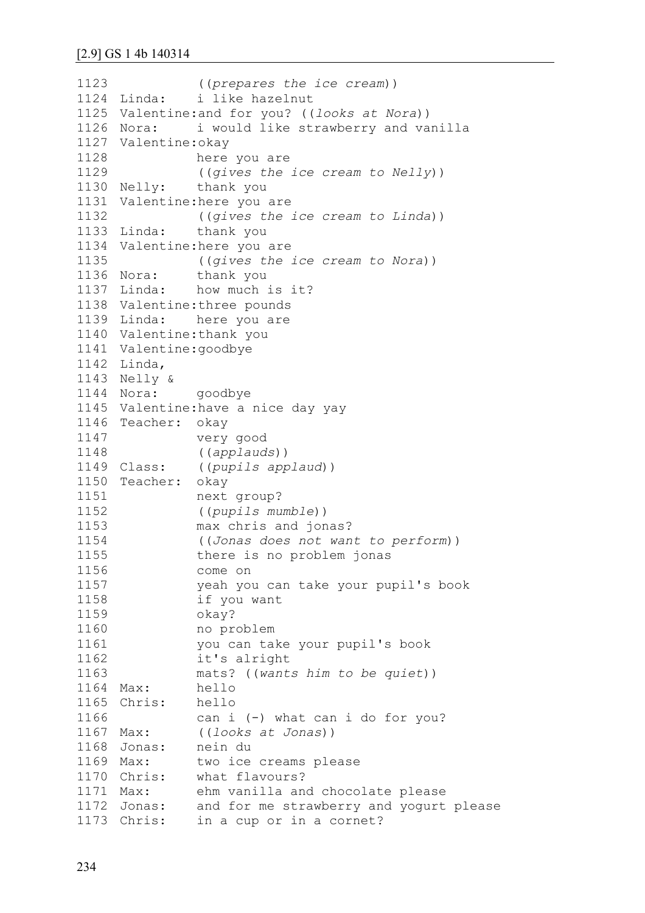[2.9] GS 1 4b 140314

```
1123            ((prepares the ice cream))
1124  Linda:    i like hazelnut
1125  Valentine:and for you? ((looks at Nora))
1126  Nora:     i would like strawberry and vanilla
1127  Valentine:okay
1128            here you are
1129            ((gives the ice cream to Nelly))
1130  Nelly:    thank you
1131  Valentine:here you are
1132            ((gives the ice cream to Linda))
1133  Linda:    thank you
1134  Valentine:here you are
1135            ((gives the ice cream to Nora))
1136  Nora:     thank you
1137  Linda:    how much is it?
1138  Valentine:three pounds
1139  Linda:    here you are
1140  Valentine:thank you
1141  Valentine:goodbye
1142  Linda,
1143  Nelly &
1144  Nora:     goodbye
1145  Valentine:have a nice day yay
1146  Teacher:  okay
1147            very good
1148            ((applauds))
1149  Class:    ((pupils applaud))
1150  Teacher:  okay
1151            next group?
1152            ((pupils mumble))
1153            max chris and jonas?
1154            ((Jonas does not want to perform))
1155            there is no problem jonas
1156            come on
1157            yeah you can take your pupil's book
1158            if you want
1159            okay?
1160            no problem
1161            you can take your pupil's book
1162            it's alright
1163            mats? ((wants him to be quiet))
1164  Max:      hello
1165  Chris:    hello
1166            can i (-) what can i do for you?
1167  Max:      ((looks at Jonas))
1168  Jonas:    nein du
1169  Max:      two ice creams please
1170  Chris:    what flavours?
1171  Max:      ehm vanilla and chocolate please
1172  Jonas:    and for me strawberry and yogurt please
1173  Chris:    in a cup or in a cornet?
```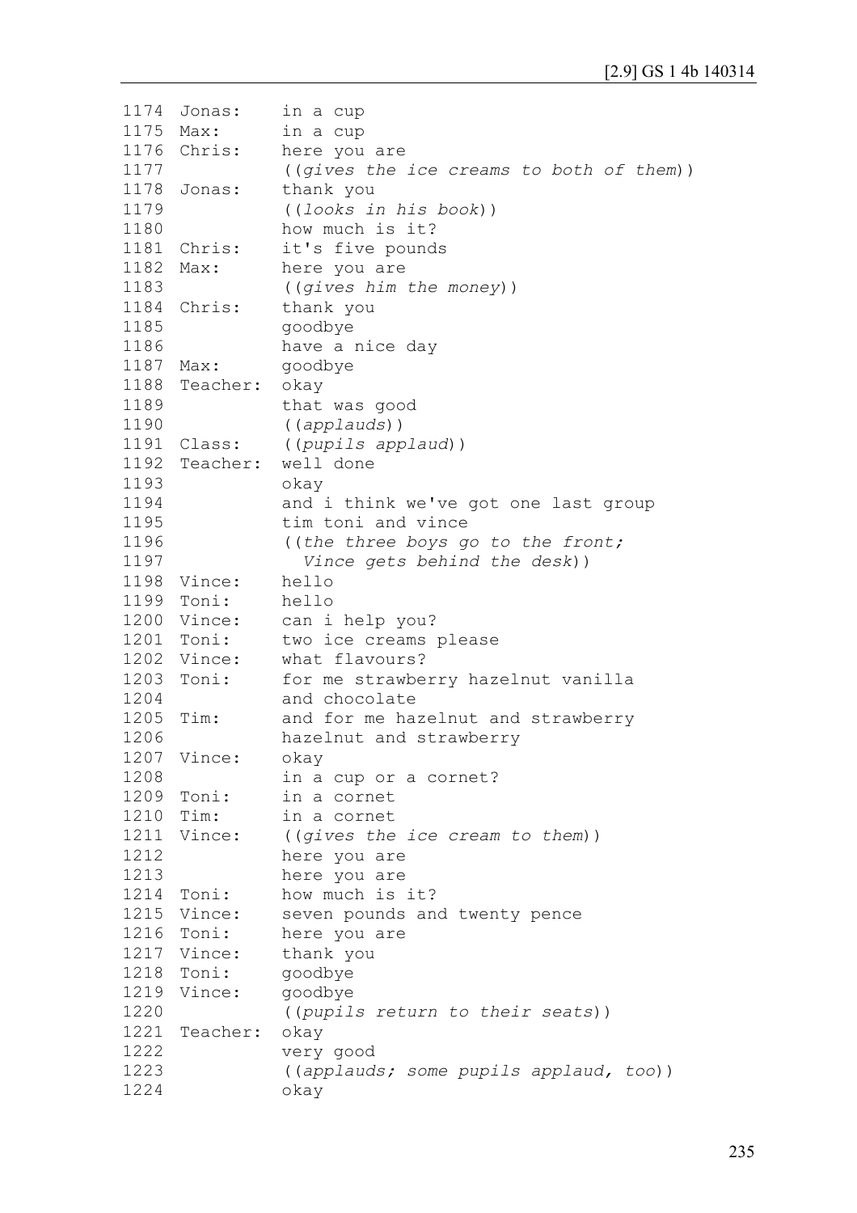```
1174  Jonas:    in a cup
1175  Max:      in a cup
1176  Chris:    here you are
1177            ((gives the ice creams to both of them))
1178  Jonas:    thank you
1179            ((looks in his book))
1180            how much is it?
1181  Chris:    it's five pounds
1182  Max:      here you are
1183            ((gives him the money))
1184  Chris:    thank you
1185            goodbye
1186            have a nice day
1187  Max:      goodbye
1188  Teacher:  okay
1189            that was good
1190            ((applauds))
1191  Class:    ((pupils applaud))
1192  Teacher:  well done
1193            okay
1194            and i think we've got one last group
1195            tim toni and vince
1196            ((the three boys go to the front;
1197              Vince gets behind the desk))
1198  Vince:    hello
1199  Toni:     hello
1200  Vince:    can i help you?
1201  Toni:     two ice creams please
1202  Vince:    what flavours?
1203  Toni:     for me strawberry hazelnut vanilla
1204            and chocolate
1205  Tim:      and for me hazelnut and strawberry
1206            hazelnut and strawberry
1207  Vince:    okay
1208            in a cup or a cornet?
1209  Toni:     in a cornet
1210  Tim:      in a cornet
1211  Vince:    ((gives the ice cream to them))
1212            here you are
1213            here you are
1214  Toni:     how much is it?
1215  Vince:    seven pounds and twenty pence
1216  Toni:     here you are
1217  Vince:    thank you
1218  Toni:     goodbye
1219  Vince:    goodbye
1220            ((pupils return to their seats))
1221  Teacher:  okay
1222            very good
1223            ((applauds; some pupils applaud, too))
1224            okay
```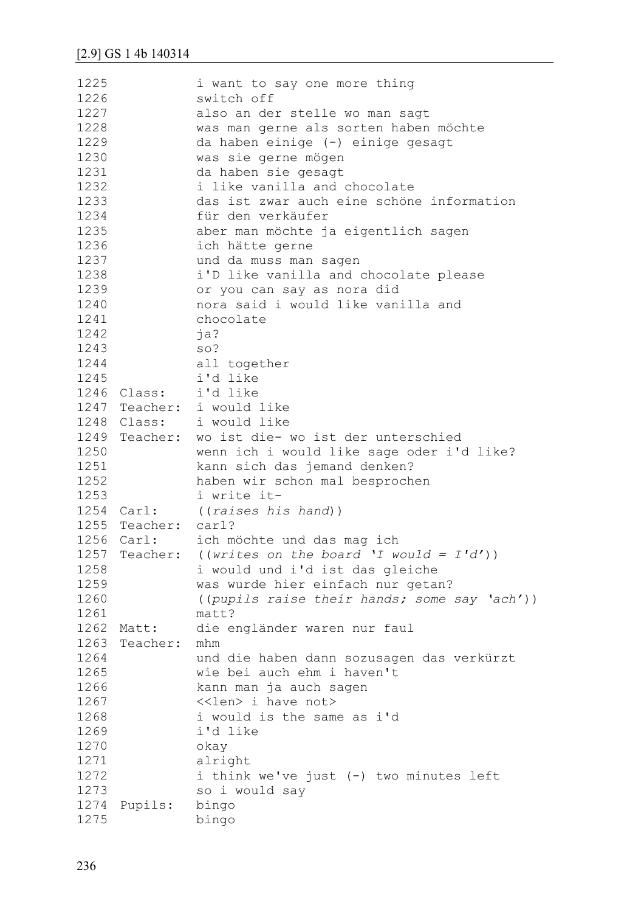## [2.9] GS 1 4b 140314

```
1225           i want to say one more thing
1226           switch off
1227           also an der stelle wo man sagt
1228           was man gerne als sorten haben möchte
1229           da haben einige (-) einige gesagt
1230           was sie gerne mögen
1231           da haben sie gesagt
1232           i like vanilla and chocolate
1233           das ist zwar auch eine schöne information
1234           für den verkäufer
1235           aber man möchte ja eigentlich sagen
1236           ich hätte gerne
1237           und da muss man sagen
1238           i'D like vanilla and chocolate please
1239           or you can say as nora did
1240           nora said i would like vanilla and
1241           chocolate
1242           ja?
1243           so?
1244           all together
1245           i'd like
1246 Class:    i'd like
1247 Teacher:  i would like
1248 Class:    i would like
1249 Teacher:  wo ist die- wo ist der unterschied
1250           wenn ich i would like sage oder i'd like?
1251           kann sich das jemand denken?
1252           haben wir schon mal besprochen
1253           i write it-
1254 Carl:     ((raises his hand))
1255 Teacher:  carl?
1256 Carl:     ich möchte und das mag ich
1257 Teacher:  ((writes on the board 'I would = I'd'))
1258           i would und i'd ist das gleiche
1259           was wurde hier einfach nur getan?
1260           ((pupils raise their hands; some say 'ach'))
1261           matt?
1262 Matt:     die engländer waren nur faul
1263 Teacher:  mhm
1264           und die haben dann sozusagen das verkürzt
1265           wie bei auch ehm i haven't
1266           kann man ja auch sagen
1267           <<len> i have not>
1268           i would is the same as i'd
1269           i'd like
1270           okay
1271           alright
1272           i think we've just (-) two minutes left
1273           so i would say
1274 Pupils:   bingo
1275           bingo
```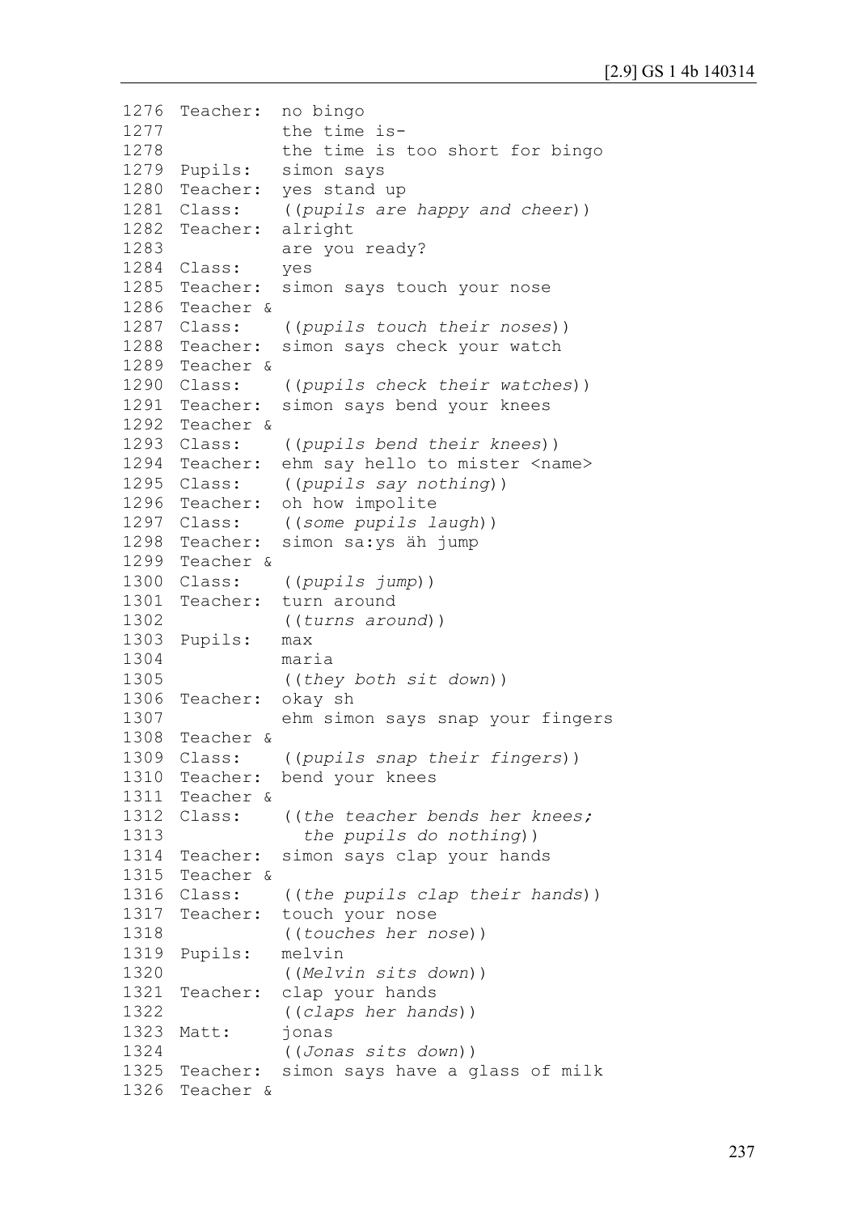```
1276 Teacher:  no bingo
1277           the time is-
1278           the time is too short for bingo
1279 Pupils:   simon says
1280 Teacher:  yes stand up
1281 Class:    ((pupils are happy and cheer))
1282 Teacher:  alright
1283           are you ready?
1284 Class:    yes
1285 Teacher:  simon says touch your nose
1286 Teacher &
1287 Class:    ((pupils touch their noses))
1288 Teacher:  simon says check your watch
1289 Teacher &
1290 Class:    ((pupils check their watches))
1291 Teacher:  simon says bend your knees
1292 Teacher &
1293 Class:    ((pupils bend their knees))
1294 Teacher:  ehm say hello to mister <name>
1295 Class:    ((pupils say nothing))
1296 Teacher:  oh how impolite
1297 Class:    ((some pupils laugh))
1298 Teacher:  simon sa:ys äh jump
1299 Teacher &
1300 Class:    ((pupils jump))
1301 Teacher:  turn around
1302           ((turns around))
1303 Pupils:   max
1304           maria
1305           ((they both sit down))
1306 Teacher:  okay sh
1307           ehm simon says snap your fingers
1308 Teacher &
1309 Class:    ((pupils snap their fingers))
1310 Teacher:  bend your knees
1311 Teacher &
1312 Class:    ((the teacher bends her knees;
1313             the pupils do nothing))
1314 Teacher:  simon says clap your hands
1315 Teacher &
1316 Class:    ((the pupils clap their hands))
1317 Teacher:  touch your nose
1318           ((touches her nose))
1319 Pupils:   melvin
1320           ((Melvin sits down))
1321 Teacher:  clap your hands
1322           ((claps her hands))
1323 Matt:     jonas
1324           ((Jonas sits down))
1325 Teacher:  simon says have a glass of milk
1326 Teacher &
```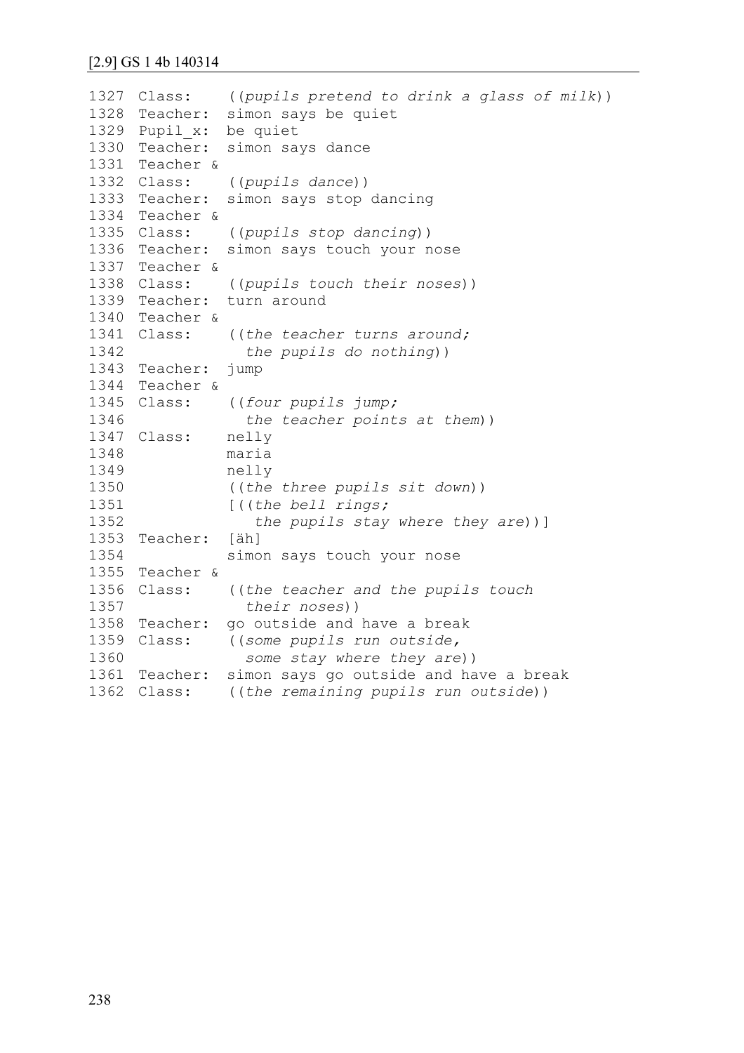[2.9] GS 1 4b 140314

```
1327 Class:    ((pupils pretend to drink a glass of milk))
1328 Teacher:  simon says be quiet
1329 Pupil_x:  be quiet
1330 Teacher:  simon says dance
1331 Teacher &
1332 Class:    ((pupils dance))
1333 Teacher:  simon says stop dancing
1334 Teacher &
1335 Class:    ((pupils stop dancing))
1336 Teacher:  simon says touch your nose
1337 Teacher &
1338 Class:    ((pupils touch their noses))
1339 Teacher:  turn around
1340 Teacher &
1341 Class:    ((the teacher turns around;
1342             the pupils do nothing))
1343 Teacher:  jump
1344 Teacher &
1345 Class:    ((four pupils jump;
1346             the teacher points at them))
1347 Class:    nelly
1348           maria
1349           nelly
1350           ((the three pupils sit down))
1351           [((the bell rings;
1352              the pupils stay where they are))]
1353 Teacher:  [äh]
1354           simon says touch your nose
1355 Teacher &
1356 Class:    ((the teacher and the pupils touch
1357             their noses))
1358 Teacher:  go outside and have a break
1359 Class:    ((some pupils run outside,
1360             some stay where they are))
1361 Teacher:  simon says go outside and have a break
1362 Class:    ((the remaining pupils run outside))
```